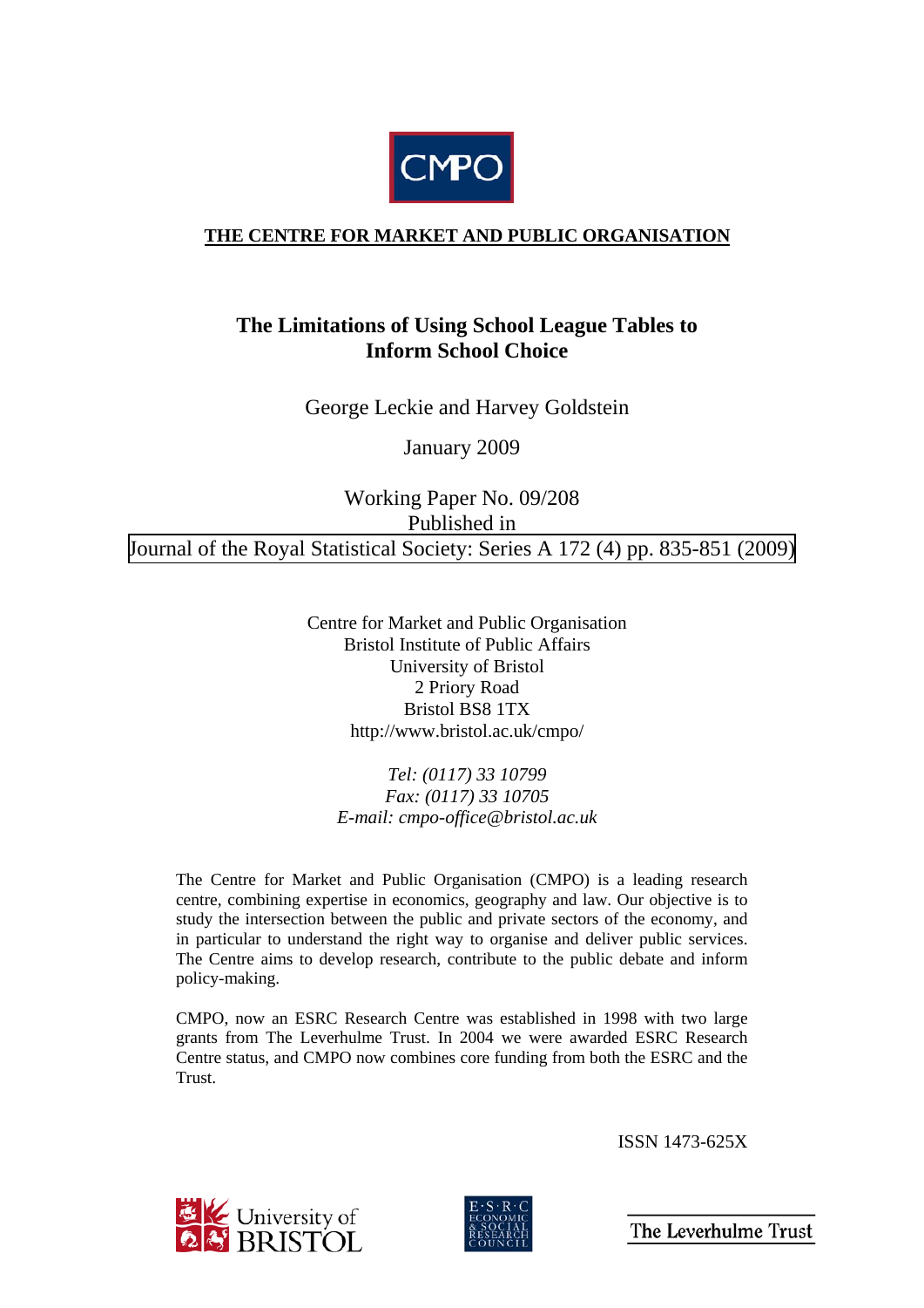CMPO

**THE CENTRE FOR MARKET AND PUBLIC ORGANISATION**

# The Limitations of Using School League Tables to Inform School Choice

George Leckie and Harvey Goldstein

January 2009

Working Paper No. 09/208
Published in
Journal of the Royal Statistical Society: Series A 172 (4) pp. 835-851 (2009)

Centre for Market and Public Organisation
Bristol Institute of Public Affairs
University of Bristol
2 Priory Road
Bristol BS8 1TX
http://www.bristol.ac.uk/cmpo/

*Tel: (0117) 33 10799*
*Fax: (0117) 33 10705*
*E-mail: cmpo-office@bristol.ac.uk*

The Centre for Market and Public Organisation (CMPO) is a leading research centre, combining expertise in economics, geography and law. Our objective is to study the intersection between the public and private sectors of the economy, and in particular to understand the right way to organise and deliver public services. The Centre aims to develop research, contribute to the public debate and inform policy-making.

CMPO, now an ESRC Research Centre was established in 1998 with two large grants from The Leverhulme Trust. In 2004 we were awarded ESRC Research Centre status, and CMPO now combines core funding from both the ESRC and the Trust.

ISSN 1473-625X

University of Bristol — E·S·R·C Economic & Social Research Council — The Leverhulme Trust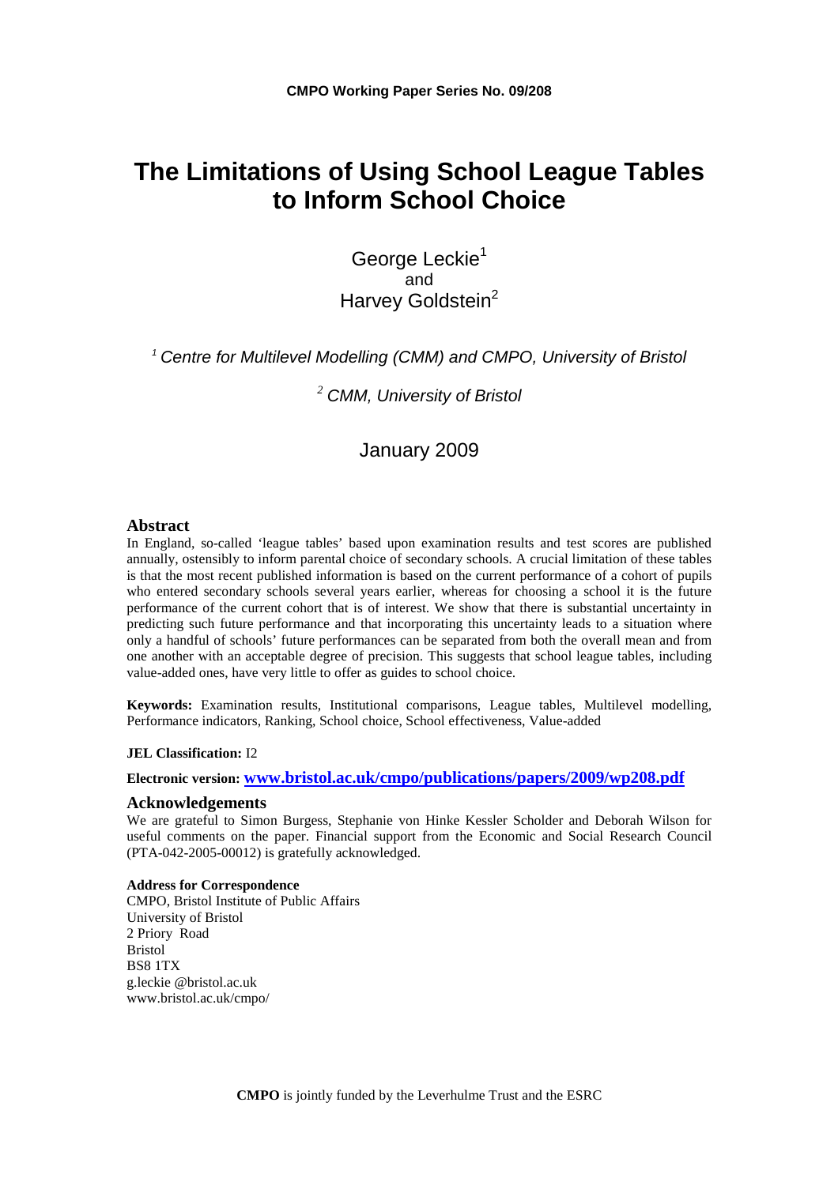CMPO Working Paper Series No. 09/208

# The Limitations of Using School League Tables to Inform School Choice

George Leckie[1]
and
Harvey Goldstein[2]

[1] *Centre for Multilevel Modelling (CMM) and CMPO, University of Bristol*

[2] *CMM, University of Bristol*

January 2009

## Abstract

In England, so-called 'league tables' based upon examination results and test scores are published annually, ostensibly to inform parental choice of secondary schools. A crucial limitation of these tables is that the most recent published information is based on the current performance of a cohort of pupils who entered secondary schools several years earlier, whereas for choosing a school it is the future performance of the current cohort that is of interest. We show that there is substantial uncertainty in predicting such future performance and that incorporating this uncertainty leads to a situation where only a handful of schools' future performances can be separated from both the overall mean and from one another with an acceptable degree of precision. This suggests that school league tables, including value-added ones, have very little to offer as guides to school choice.

**Keywords:** Examination results, Institutional comparisons, League tables, Multilevel modelling, Performance indicators, Ranking, School choice, School effectiveness, Value-added

**JEL Classification:** I2

**Electronic version:** www.bristol.ac.uk/cmpo/publications/papers/2009/wp208.pdf

## Acknowledgements

We are grateful to Simon Burgess, Stephanie von Hinke Kessler Scholder and Deborah Wilson for useful comments on the paper. Financial support from the Economic and Social Research Council (PTA-042-2005-00012) is gratefully acknowledged.

**Address for Correspondence**
CMPO, Bristol Institute of Public Affairs
University of Bristol
2 Priory Road
Bristol
BS8 1TX
g.leckie @bristol.ac.uk
www.bristol.ac.uk/cmpo/

**CMPO** is jointly funded by the Leverhulme Trust and the ESRC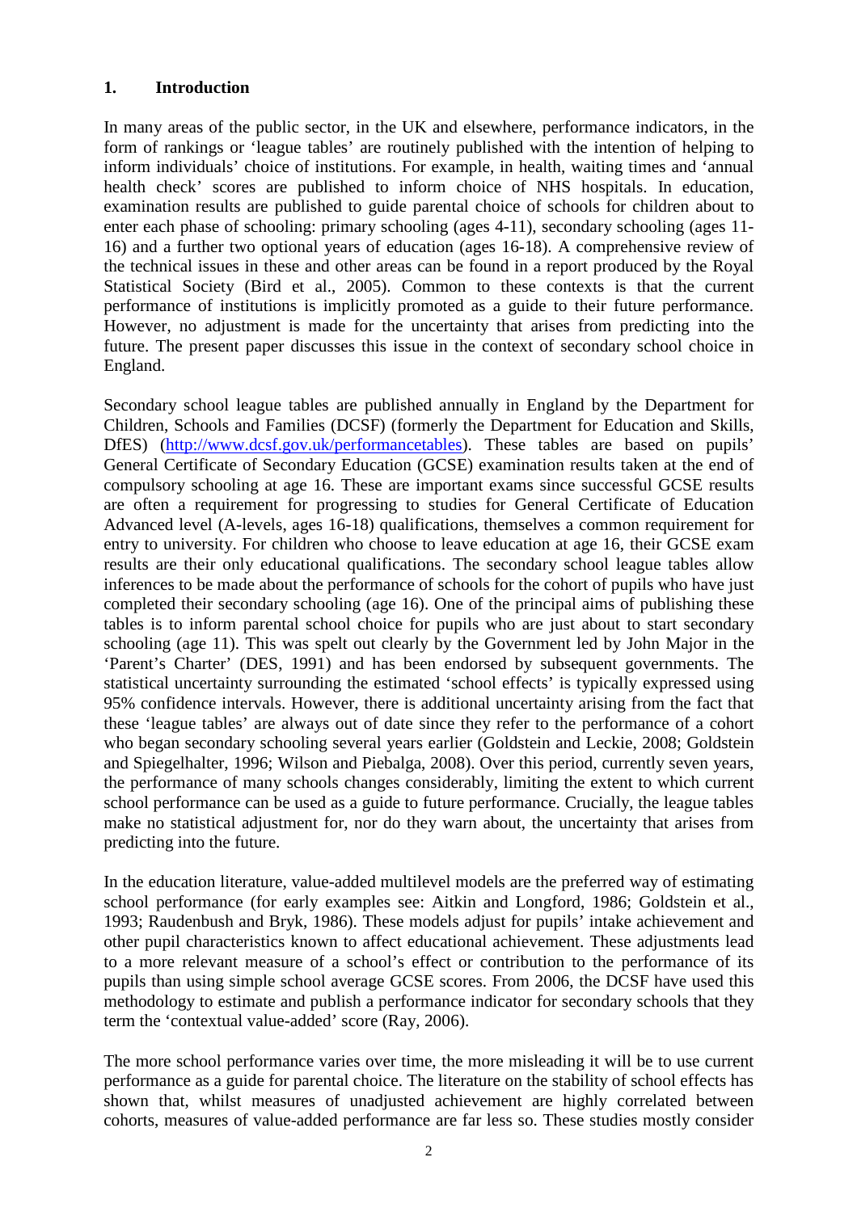## 1. Introduction

In many areas of the public sector, in the UK and elsewhere, performance indicators, in the form of rankings or 'league tables' are routinely published with the intention of helping to inform individuals' choice of institutions. For example, in health, waiting times and 'annual health check' scores are published to inform choice of NHS hospitals. In education, examination results are published to guide parental choice of schools for children about to enter each phase of schooling: primary schooling (ages 4-11), secondary schooling (ages 11-16) and a further two optional years of education (ages 16-18). A comprehensive review of the technical issues in these and other areas can be found in a report produced by the Royal Statistical Society (Bird et al., 2005). Common to these contexts is that the current performance of institutions is implicitly promoted as a guide to their future performance. However, no adjustment is made for the uncertainty that arises from predicting into the future. The present paper discusses this issue in the context of secondary school choice in England.

Secondary school league tables are published annually in England by the Department for Children, Schools and Families (DCSF) (formerly the Department for Education and Skills, DfES) (http://www.dcsf.gov.uk/performancetables). These tables are based on pupils' General Certificate of Secondary Education (GCSE) examination results taken at the end of compulsory schooling at age 16. These are important exams since successful GCSE results are often a requirement for progressing to studies for General Certificate of Education Advanced level (A-levels, ages 16-18) qualifications, themselves a common requirement for entry to university. For children who choose to leave education at age 16, their GCSE exam results are their only educational qualifications. The secondary school league tables allow inferences to be made about the performance of schools for the cohort of pupils who have just completed their secondary schooling (age 16). One of the principal aims of publishing these tables is to inform parental school choice for pupils who are just about to start secondary schooling (age 11). This was spelt out clearly by the Government led by John Major in the 'Parent's Charter' (DES, 1991) and has been endorsed by subsequent governments. The statistical uncertainty surrounding the estimated 'school effects' is typically expressed using 95% confidence intervals. However, there is additional uncertainty arising from the fact that these 'league tables' are always out of date since they refer to the performance of a cohort who began secondary schooling several years earlier (Goldstein and Leckie, 2008; Goldstein and Spiegelhalter, 1996; Wilson and Piebalga, 2008). Over this period, currently seven years, the performance of many schools changes considerably, limiting the extent to which current school performance can be used as a guide to future performance. Crucially, the league tables make no statistical adjustment for, nor do they warn about, the uncertainty that arises from predicting into the future.

In the education literature, value-added multilevel models are the preferred way of estimating school performance (for early examples see: Aitkin and Longford, 1986; Goldstein et al., 1993; Raudenbush and Bryk, 1986). These models adjust for pupils' intake achievement and other pupil characteristics known to affect educational achievement. These adjustments lead to a more relevant measure of a school's effect or contribution to the performance of its pupils than using simple school average GCSE scores. From 2006, the DCSF have used this methodology to estimate and publish a performance indicator for secondary schools that they term the 'contextual value-added' score (Ray, 2006).

The more school performance varies over time, the more misleading it will be to use current performance as a guide for parental choice. The literature on the stability of school effects has shown that, whilst measures of unadjusted achievement are highly correlated between cohorts, measures of value-added performance are far less so. These studies mostly consider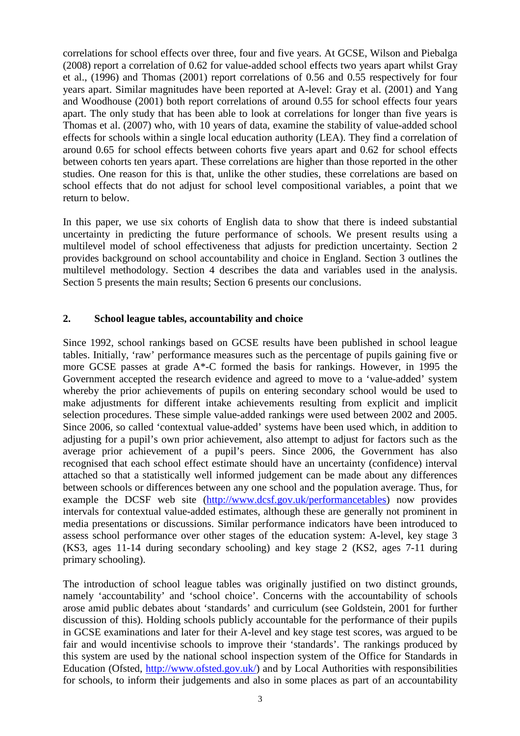correlations for school effects over three, four and five years. At GCSE, Wilson and Piebalga (2008) report a correlation of 0.62 for value-added school effects two years apart whilst Gray et al., (1996) and Thomas (2001) report correlations of 0.56 and 0.55 respectively for four years apart. Similar magnitudes have been reported at A-level: Gray et al. (2001) and Yang and Woodhouse (2001) both report correlations of around 0.55 for school effects four years apart. The only study that has been able to look at correlations for longer than five years is Thomas et al. (2007) who, with 10 years of data, examine the stability of value-added school effects for schools within a single local education authority (LEA). They find a correlation of around 0.65 for school effects between cohorts five years apart and 0.62 for school effects between cohorts ten years apart. These correlations are higher than those reported in the other studies. One reason for this is that, unlike the other studies, these correlations are based on school effects that do not adjust for school level compositional variables, a point that we return to below.

In this paper, we use six cohorts of English data to show that there is indeed substantial uncertainty in predicting the future performance of schools. We present results using a multilevel model of school effectiveness that adjusts for prediction uncertainty. Section 2 provides background on school accountability and choice in England. Section 3 outlines the multilevel methodology. Section 4 describes the data and variables used in the analysis. Section 5 presents the main results; Section 6 presents our conclusions.

## 2. School league tables, accountability and choice

Since 1992, school rankings based on GCSE results have been published in school league tables. Initially, 'raw' performance measures such as the percentage of pupils gaining five or more GCSE passes at grade A*-C formed the basis for rankings. However, in 1995 the Government accepted the research evidence and agreed to move to a 'value-added' system whereby the prior achievements of pupils on entering secondary school would be used to make adjustments for different intake achievements resulting from explicit and implicit selection procedures. These simple value-added rankings were used between 2002 and 2005. Since 2006, so called 'contextual value-added' systems have been used which, in addition to adjusting for a pupil's own prior achievement, also attempt to adjust for factors such as the average prior achievement of a pupil's peers. Since 2006, the Government has also recognised that each school effect estimate should have an uncertainty (confidence) interval attached so that a statistically well informed judgement can be made about any differences between schools or differences between any one school and the population average. Thus, for example the DCSF web site (http://www.dcsf.gov.uk/performancetables) now provides intervals for contextual value-added estimates, although these are generally not prominent in media presentations or discussions. Similar performance indicators have been introduced to assess school performance over other stages of the education system: A-level, key stage 3 (KS3, ages 11-14 during secondary schooling) and key stage 2 (KS2, ages 7-11 during primary schooling).

The introduction of school league tables was originally justified on two distinct grounds, namely 'accountability' and 'school choice'. Concerns with the accountability of schools arose amid public debates about 'standards' and curriculum (see Goldstein, 2001 for further discussion of this). Holding schools publicly accountable for the performance of their pupils in GCSE examinations and later for their A-level and key stage test scores, was argued to be fair and would incentivise schools to improve their 'standards'. The rankings produced by this system are used by the national school inspection system of the Office for Standards in Education (Ofsted, http://www.ofsted.gov.uk/) and by Local Authorities with responsibilities for schools, to inform their judgements and also in some places as part of an accountability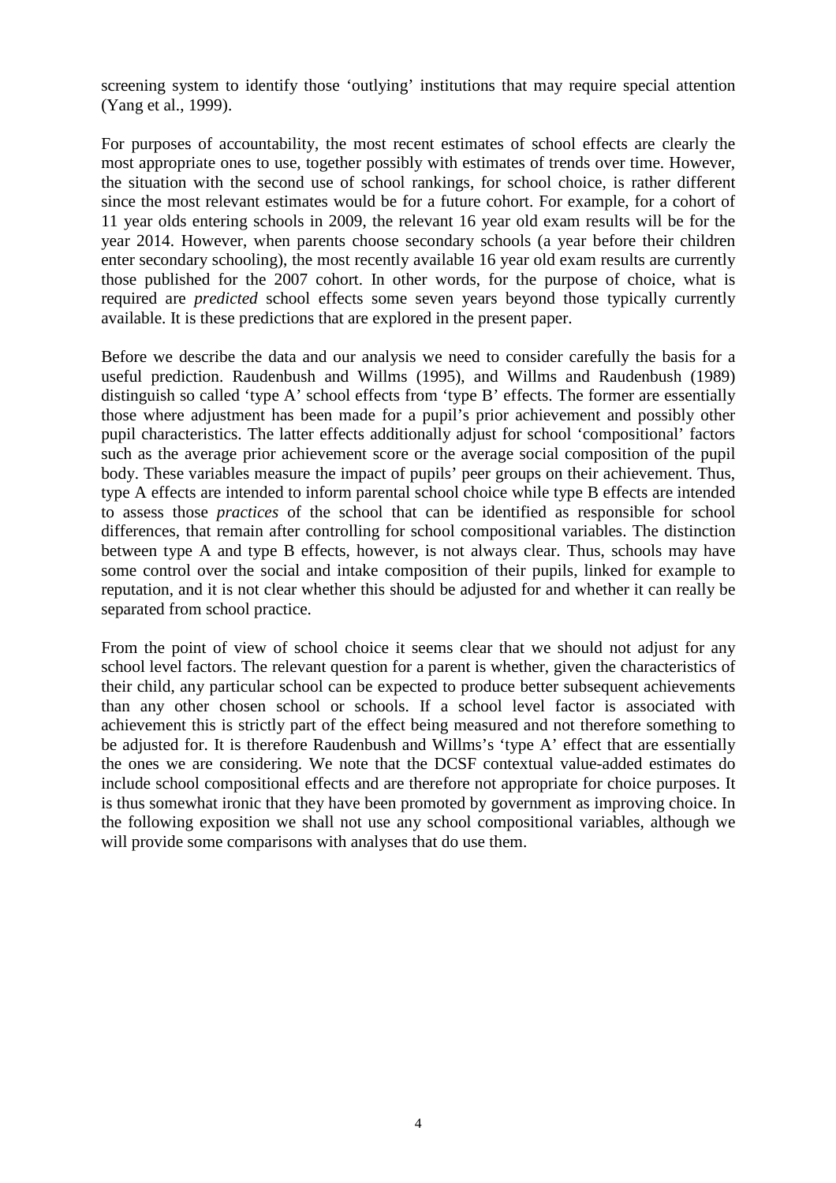screening system to identify those 'outlying' institutions that may require special attention (Yang et al., 1999).

For purposes of accountability, the most recent estimates of school effects are clearly the most appropriate ones to use, together possibly with estimates of trends over time. However, the situation with the second use of school rankings, for school choice, is rather different since the most relevant estimates would be for a future cohort. For example, for a cohort of 11 year olds entering schools in 2009, the relevant 16 year old exam results will be for the year 2014. However, when parents choose secondary schools (a year before their children enter secondary schooling), the most recently available 16 year old exam results are currently those published for the 2007 cohort. In other words, for the purpose of choice, what is required are *predicted* school effects some seven years beyond those typically currently available. It is these predictions that are explored in the present paper.

Before we describe the data and our analysis we need to consider carefully the basis for a useful prediction. Raudenbush and Willms (1995), and Willms and Raudenbush (1989) distinguish so called 'type A' school effects from 'type B' effects. The former are essentially those where adjustment has been made for a pupil's prior achievement and possibly other pupil characteristics. The latter effects additionally adjust for school 'compositional' factors such as the average prior achievement score or the average social composition of the pupil body. These variables measure the impact of pupils' peer groups on their achievement. Thus, type A effects are intended to inform parental school choice while type B effects are intended to assess those *practices* of the school that can be identified as responsible for school differences, that remain after controlling for school compositional variables. The distinction between type A and type B effects, however, is not always clear. Thus, schools may have some control over the social and intake composition of their pupils, linked for example to reputation, and it is not clear whether this should be adjusted for and whether it can really be separated from school practice.

From the point of view of school choice it seems clear that we should not adjust for any school level factors. The relevant question for a parent is whether, given the characteristics of their child, any particular school can be expected to produce better subsequent achievements than any other chosen school or schools. If a school level factor is associated with achievement this is strictly part of the effect being measured and not therefore something to be adjusted for. It is therefore Raudenbush and Willms's 'type A' effect that are essentially the ones we are considering. We note that the DCSF contextual value-added estimates do include school compositional effects and are therefore not appropriate for choice purposes. It is thus somewhat ironic that they have been promoted by government as improving choice. In the following exposition we shall not use any school compositional variables, although we will provide some comparisons with analyses that do use them.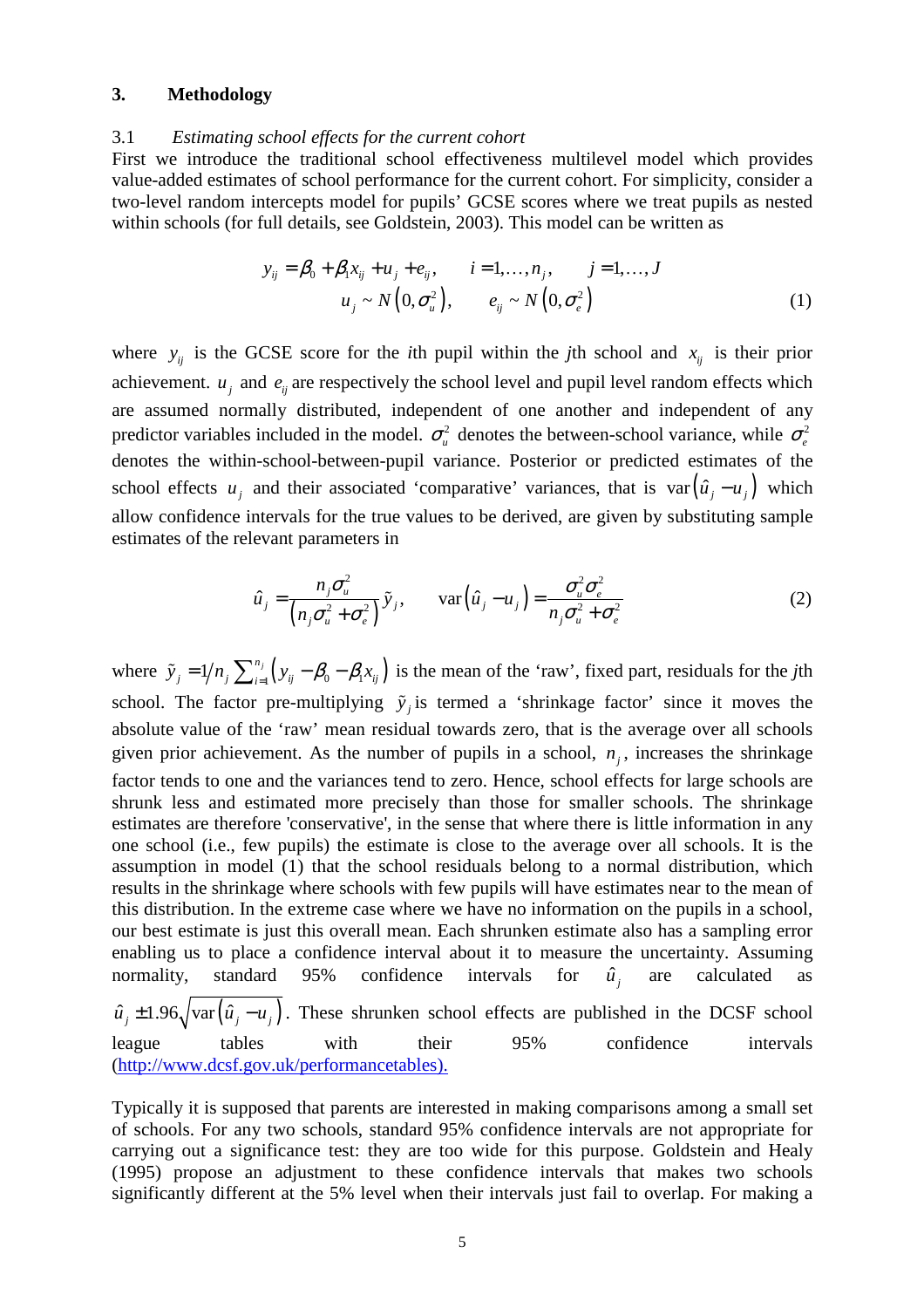## 3. Methodology

### 3.1 *Estimating school effects for the current cohort*

First we introduce the traditional school effectiveness multilevel model which provides value-added estimates of school performance for the current cohort. For simplicity, consider a two-level random intercepts model for pupils' GCSE scores where we treat pupils as nested within schools (for full details, see Goldstein, 2003). This model can be written as

$$y_{ij} = \beta_0 + \beta_1 x_{ij} + u_j + e_{ij}, \qquad i = 1,\ldots,n_j, \qquad j = 1,\ldots,J$$
$$u_j \sim N\left(0, \sigma_u^2\right), \qquad e_{ij} \sim N\left(0, \sigma_e^2\right) \tag{1}$$

where $y_{ij}$ is the GCSE score for the *i*th pupil within the *j*th school and $x_{ij}$ is their prior achievement. $u_j$ and $e_{ij}$ are respectively the school level and pupil level random effects which are assumed normally distributed, independent of one another and independent of any predictor variables included in the model. $\sigma_u^2$ denotes the between-school variance, while $\sigma_e^2$ denotes the within-school-between-pupil variance. Posterior or predicted estimates of the school effects $u_j$ and their associated 'comparative' variances, that is $\text{var}\left(\hat{u}_j - u_j\right)$ which allow confidence intervals for the true values to be derived, are given by substituting sample estimates of the relevant parameters in

$$\hat{u}_j = \frac{n_j \sigma_u^2}{\left(n_j \sigma_u^2 + \sigma_e^2\right)} \tilde{y}_j, \qquad \text{var}\left(\hat{u}_j - u_j\right) = \frac{\sigma_u^2 \sigma_e^2}{n_j \sigma_u^2 + \sigma_e^2} \tag{2}$$

where $\tilde{y}_j = 1/n_j \sum_{i=1}^{n_j} \left(y_{ij} - \beta_0 - \beta_1 x_{ij}\right)$ is the mean of the 'raw', fixed part, residuals for the *j*th school. The factor pre-multiplying $\tilde{y}_j$ is termed a 'shrinkage factor' since it moves the absolute value of the 'raw' mean residual towards zero, that is the average over all schools given prior achievement. As the number of pupils in a school, $n_j$, increases the shrinkage factor tends to one and the variances tend to zero. Hence, school effects for large schools are shrunk less and estimated more precisely than those for smaller schools. The shrinkage estimates are therefore 'conservative', in the sense that where there is little information in any one school (i.e., few pupils) the estimate is close to the average over all schools. It is the assumption in model (1) that the school residuals belong to a normal distribution, which results in the shrinkage where schools with few pupils will have estimates near to the mean of this distribution. In the extreme case where we have no information on the pupils in a school, our best estimate is just this overall mean. Each shrunken estimate also has a sampling error enabling us to place a confidence interval about it to measure the uncertainty. Assuming normality, standard 95% confidence intervals for $\hat{u}_j$ are calculated as $\hat{u}_j \pm 1.96\sqrt{\text{var}\left(\hat{u}_j - u_j\right)}$. These shrunken school effects are published in the DCSF school league tables with their 95% confidence intervals (http://www.dcsf.gov.uk/performancetables).

Typically it is supposed that parents are interested in making comparisons among a small set of schools. For any two schools, standard 95% confidence intervals are not appropriate for carrying out a significance test: they are too wide for this purpose. Goldstein and Healy (1995) propose an adjustment to these confidence intervals that makes two schools significantly different at the 5% level when their intervals just fail to overlap. For making a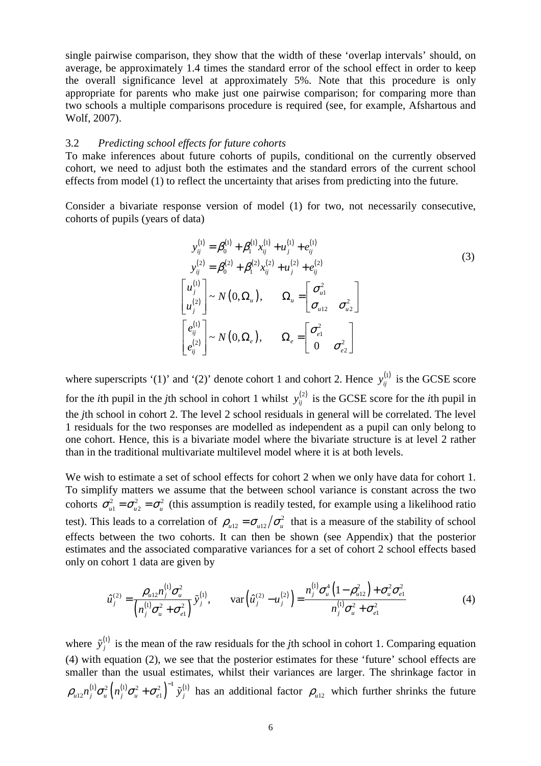single pairwise comparison, they show that the width of these 'overlap intervals' should, on average, be approximately 1.4 times the standard error of the school effect in order to keep the overall significance level at approximately 5%. Note that this procedure is only appropriate for parents who make just one pairwise comparison; for comparing more than two schools a multiple comparisons procedure is required (see, for example, Afshartous and Wolf, 2007).

### 3.2 *Predicting school effects for future cohorts*

To make inferences about future cohorts of pupils, conditional on the currently observed cohort, we need to adjust both the estimates and the standard errors of the current school effects from model (1) to reflect the uncertainty that arises from predicting into the future.

Consider a bivariate response version of model (1) for two, not necessarily consecutive, cohorts of pupils (years of data)

$$
\begin{aligned}
y_{ij}^{(1)} &= \beta_0^{(1)} + \beta_1^{(1)} x_{ij}^{(1)} + u_j^{(1)} + e_{ij}^{(1)} \\
y_{ij}^{(2)} &= \beta_0^{(2)} + \beta_1^{(2)} x_{ij}^{(2)} + u_j^{(2)} + e_{ij}^{(2)} \\
\begin{bmatrix} u_j^{(1)} \\ u_j^{(2)} \end{bmatrix} &\sim N\left(0, \Omega_u\right), \qquad \Omega_u = \begin{bmatrix} \sigma_{u1}^2 & \\ \sigma_{u12} & \sigma_{u2}^2 \end{bmatrix} \\
\begin{bmatrix} e_{ij}^{(1)} \\ e_{ij}^{(2)} \end{bmatrix} &\sim N\left(0, \Omega_e\right), \qquad \Omega_e = \begin{bmatrix} \sigma_{e1}^2 & \\ 0 & \sigma_{e2}^2 \end{bmatrix}
\end{aligned}
\tag{3}
$$

where superscripts '(1)' and '(2)' denote cohort 1 and cohort 2. Hence $y_{ij}^{(1)}$ is the GCSE score for the *i*th pupil in the *j*th school in cohort 1 whilst $y_{ij}^{(2)}$ is the GCSE score for the *i*th pupil in the *j*th school in cohort 2. The level 2 school residuals in general will be correlated. The level 1 residuals for the two responses are modelled as independent as a pupil can only belong to one cohort. Hence, this is a bivariate model where the bivariate structure is at level 2 rather than in the traditional multivariate multilevel model where it is at both levels.

We wish to estimate a set of school effects for cohort 2 when we only have data for cohort 1. To simplify matters we assume that the between school variance is constant across the two cohorts $\sigma_{u1}^2 = \sigma_{u2}^2 = \sigma_u^2$ (this assumption is readily tested, for example using a likelihood ratio test). This leads to a correlation of $\rho_{u12} = \sigma_{u12} / \sigma_u^2$ that is a measure of the stability of school effects between the two cohorts. It can then be shown (see Appendix) that the posterior estimates and the associated comparative variances for a set of cohort 2 school effects based only on cohort 1 data are given by

$$
\hat{u}_j^{(2)} = \frac{\rho_{u12} n_j^{(1)} \sigma_u^2}{\left(n_j^{(1)} \sigma_u^2 + \sigma_{e1}^2\right)} \tilde{y}_j^{(1)}, \qquad \operatorname{var}\left(\hat{u}_j^{(2)} - u_j^{(2)}\right) = \frac{n_j^{(1)} \sigma_u^4 \left(1 - \rho_{u12}^2\right) + \sigma_u^2 \sigma_{e1}^2}{n_j^{(1)} \sigma_u^2 + \sigma_{e1}^2}
\tag{4}
$$

where $\tilde{y}_j^{(1)}$ is the mean of the raw residuals for the *j*th school in cohort 1. Comparing equation (4) with equation (2), we see that the posterior estimates for these 'future' school effects are smaller than the usual estimates, whilst their variances are larger. The shrinkage factor in $\rho_{u12} n_j^{(1)} \sigma_u^2 \left(n_j^{(1)} \sigma_u^2 + \sigma_{e1}^2\right)^{-1} \tilde{y}_j^{(1)}$ has an additional factor $\rho_{u12}$ which further shrinks the future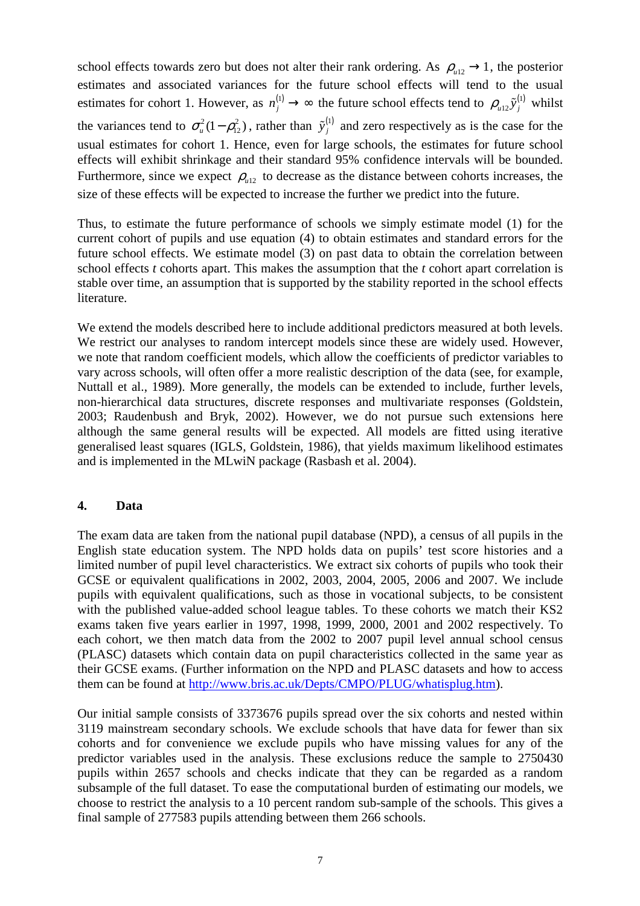school effects towards zero but does not alter their rank ordering. As $\rho_{u12} \to 1$, the posterior estimates and associated variances for the future school effects will tend to the usual estimates for cohort 1. However, as $n_j^{(1)} \to \infty$ the future school effects tend to $\rho_{u12}\tilde{y}_j^{(1)}$ whilst the variances tend to $\sigma_u^2(1-\rho_{12}^2)$, rather than $\tilde{y}_j^{(1)}$ and zero respectively as is the case for the usual estimates for cohort 1. Hence, even for large schools, the estimates for future school effects will exhibit shrinkage and their standard 95% confidence intervals will be bounded. Furthermore, since we expect $\rho_{u12}$ to decrease as the distance between cohorts increases, the size of these effects will be expected to increase the further we predict into the future.

Thus, to estimate the future performance of schools we simply estimate model (1) for the current cohort of pupils and use equation (4) to obtain estimates and standard errors for the future school effects. We estimate model (3) on past data to obtain the correlation between school effects *t* cohorts apart. This makes the assumption that the *t* cohort apart correlation is stable over time, an assumption that is supported by the stability reported in the school effects literature.

We extend the models described here to include additional predictors measured at both levels. We restrict our analyses to random intercept models since these are widely used. However, we note that random coefficient models, which allow the coefficients of predictor variables to vary across schools, will often offer a more realistic description of the data (see, for example, Nuttall et al., 1989). More generally, the models can be extended to include, further levels, non-hierarchical data structures, discrete responses and multivariate responses (Goldstein, 2003; Raudenbush and Bryk, 2002). However, we do not pursue such extensions here although the same general results will be expected. All models are fitted using iterative generalised least squares (IGLS, Goldstein, 1986), that yields maximum likelihood estimates and is implemented in the MLwiN package (Rasbash et al. 2004).

## 4. Data

The exam data are taken from the national pupil database (NPD), a census of all pupils in the English state education system. The NPD holds data on pupils' test score histories and a limited number of pupil level characteristics. We extract six cohorts of pupils who took their GCSE or equivalent qualifications in 2002, 2003, 2004, 2005, 2006 and 2007. We include pupils with equivalent qualifications, such as those in vocational subjects, to be consistent with the published value-added school league tables. To these cohorts we match their KS2 exams taken five years earlier in 1997, 1998, 1999, 2000, 2001 and 2002 respectively. To each cohort, we then match data from the 2002 to 2007 pupil level annual school census (PLASC) datasets which contain data on pupil characteristics collected in the same year as their GCSE exams. (Further information on the NPD and PLASC datasets and how to access them can be found at http://www.bris.ac.uk/Depts/CMPO/PLUG/whatisplug.htm).

Our initial sample consists of 3373676 pupils spread over the six cohorts and nested within 3119 mainstream secondary schools. We exclude schools that have data for fewer than six cohorts and for convenience we exclude pupils who have missing values for any of the predictor variables used in the analysis. These exclusions reduce the sample to 2750430 pupils within 2657 schools and checks indicate that they can be regarded as a random subsample of the full dataset. To ease the computational burden of estimating our models, we choose to restrict the analysis to a 10 percent random sub-sample of the schools. This gives a final sample of 277583 pupils attending between them 266 schools.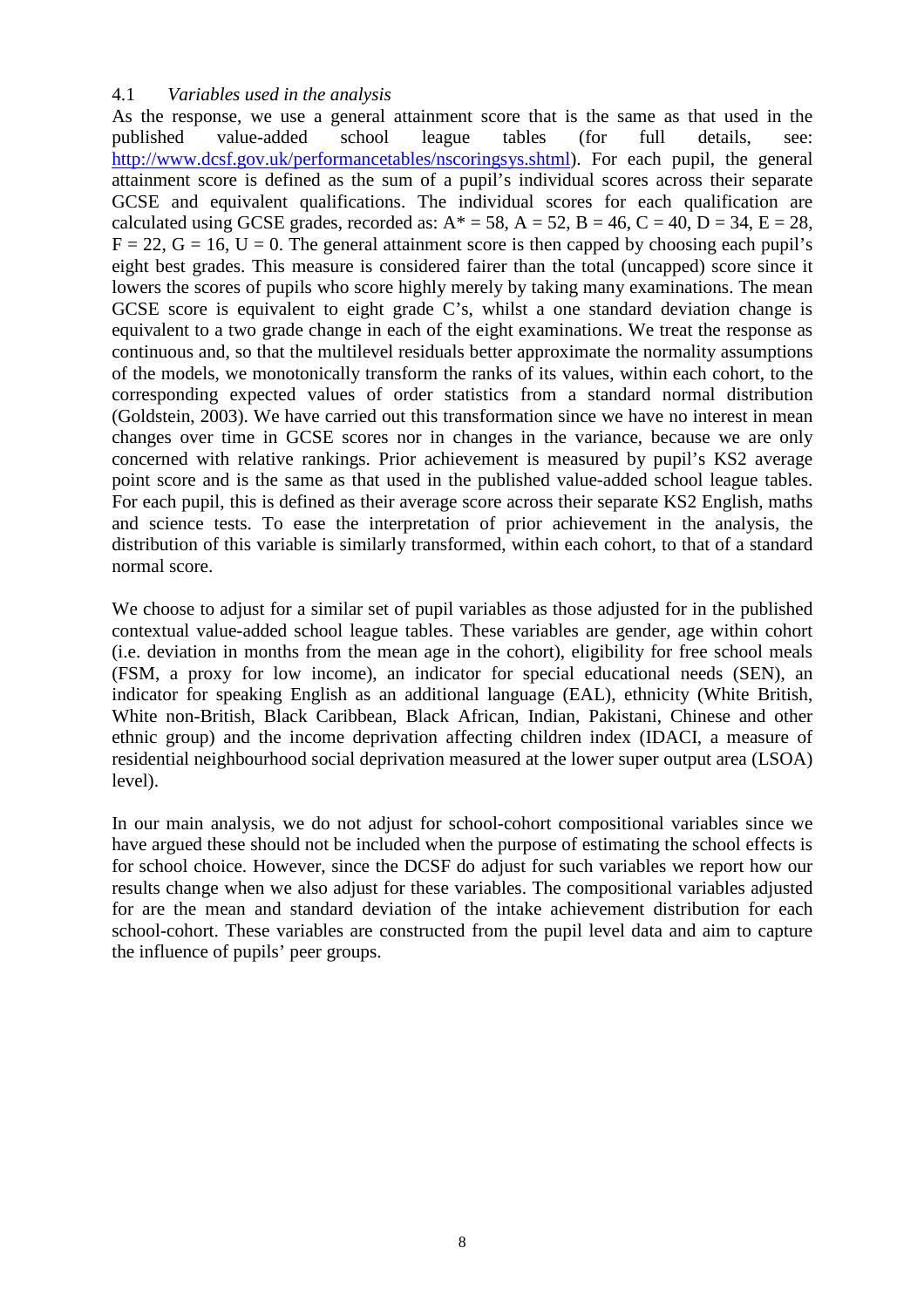### 4.1 *Variables used in the analysis*

As the response, we use a general attainment score that is the same as that used in the published value-added school league tables (for full details, see: http://www.dcsf.gov.uk/performancetables/nscoringsys.shtml). For each pupil, the general attainment score is defined as the sum of a pupil's individual scores across their separate GCSE and equivalent qualifications. The individual scores for each qualification are calculated using GCSE grades, recorded as: A* = 58, A = 52, B = 46, C = 40, D = 34, E = 28, F = 22, G = 16, U = 0. The general attainment score is then capped by choosing each pupil's eight best grades. This measure is considered fairer than the total (uncapped) score since it lowers the scores of pupils who score highly merely by taking many examinations. The mean GCSE score is equivalent to eight grade C's, whilst a one standard deviation change is equivalent to a two grade change in each of the eight examinations. We treat the response as continuous and, so that the multilevel residuals better approximate the normality assumptions of the models, we monotonically transform the ranks of its values, within each cohort, to the corresponding expected values of order statistics from a standard normal distribution (Goldstein, 2003). We have carried out this transformation since we have no interest in mean changes over time in GCSE scores nor in changes in the variance, because we are only concerned with relative rankings. Prior achievement is measured by pupil's KS2 average point score and is the same as that used in the published value-added school league tables. For each pupil, this is defined as their average score across their separate KS2 English, maths and science tests. To ease the interpretation of prior achievement in the analysis, the distribution of this variable is similarly transformed, within each cohort, to that of a standard normal score.

We choose to adjust for a similar set of pupil variables as those adjusted for in the published contextual value-added school league tables. These variables are gender, age within cohort (i.e. deviation in months from the mean age in the cohort), eligibility for free school meals (FSM, a proxy for low income), an indicator for special educational needs (SEN), an indicator for speaking English as an additional language (EAL), ethnicity (White British, White non-British, Black Caribbean, Black African, Indian, Pakistani, Chinese and other ethnic group) and the income deprivation affecting children index (IDACI, a measure of residential neighbourhood social deprivation measured at the lower super output area (LSOA) level).

In our main analysis, we do not adjust for school-cohort compositional variables since we have argued these should not be included when the purpose of estimating the school effects is for school choice. However, since the DCSF do adjust for such variables we report how our results change when we also adjust for these variables. The compositional variables adjusted for are the mean and standard deviation of the intake achievement distribution for each school-cohort. These variables are constructed from the pupil level data and aim to capture the influence of pupils' peer groups.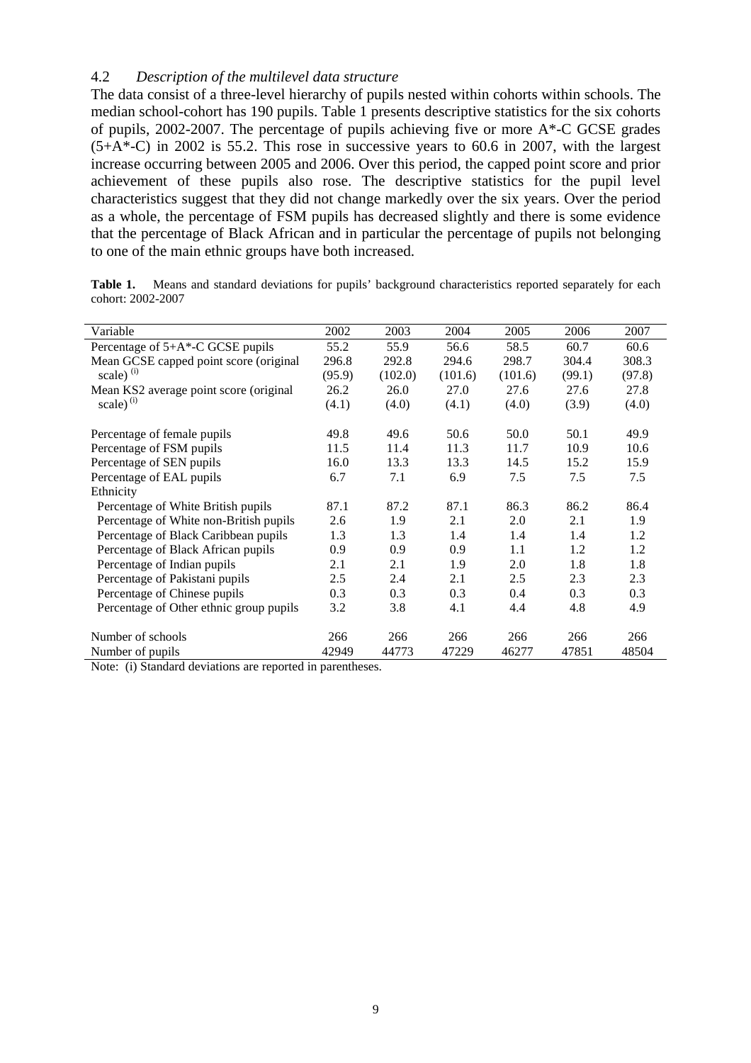## 4.2 *Description of the multilevel data structure*

The data consist of a three-level hierarchy of pupils nested within cohorts within schools. The median school-cohort has 190 pupils. Table 1 presents descriptive statistics for the six cohorts of pupils, 2002-2007. The percentage of pupils achieving five or more A*-C GCSE grades (5+A*-C) in 2002 is 55.2. This rose in successive years to 60.6 in 2007, with the largest increase occurring between 2005 and 2006. Over this period, the capped point score and prior achievement of these pupils also rose. The descriptive statistics for the pupil level characteristics suggest that they did not change markedly over the six years. Over the period as a whole, the percentage of FSM pupils has decreased slightly and there is some evidence that the percentage of Black African and in particular the percentage of pupils not belonging to one of the main ethnic groups have both increased.

**Table 1.** Means and standard deviations for pupils' background characteristics reported separately for each cohort: 2002-2007

| Variable | 2002 | 2003 | 2004 | 2005 | 2006 | 2007 |
|---|---|---|---|---|---|---|
| Percentage of 5+A*-C GCSE pupils | 55.2 | 55.9 | 56.6 | 58.5 | 60.7 | 60.6 |
| Mean GCSE capped point score (original scale) (i) | 296.8 | 292.8 | 294.6 | 298.7 | 304.4 | 308.3 |
| | (95.9) | (102.0) | (101.6) | (101.6) | (99.1) | (97.8) |
| Mean KS2 average point score (original scale) (i) | 26.2 | 26.0 | 27.0 | 27.6 | 27.6 | 27.8 |
| | (4.1) | (4.0) | (4.1) | (4.0) | (3.9) | (4.0) |
| Percentage of female pupils | 49.8 | 49.6 | 50.6 | 50.0 | 50.1 | 49.9 |
| Percentage of FSM pupils | 11.5 | 11.4 | 11.3 | 11.7 | 10.9 | 10.6 |
| Percentage of SEN pupils | 16.0 | 13.3 | 13.3 | 14.5 | 15.2 | 15.9 |
| Percentage of EAL pupils | 6.7 | 7.1 | 6.9 | 7.5 | 7.5 | 7.5 |
| Ethnicity | | | | | | |
| Percentage of White British pupils | 87.1 | 87.2 | 87.1 | 86.3 | 86.2 | 86.4 |
| Percentage of White non-British pupils | 2.6 | 1.9 | 2.1 | 2.0 | 2.1 | 1.9 |
| Percentage of Black Caribbean pupils | 1.3 | 1.3 | 1.4 | 1.4 | 1.4 | 1.2 |
| Percentage of Black African pupils | 0.9 | 0.9 | 0.9 | 1.1 | 1.2 | 1.2 |
| Percentage of Indian pupils | 2.1 | 2.1 | 1.9 | 2.0 | 1.8 | 1.8 |
| Percentage of Pakistani pupils | 2.5 | 2.4 | 2.1 | 2.5 | 2.3 | 2.3 |
| Percentage of Chinese pupils | 0.3 | 0.3 | 0.3 | 0.4 | 0.3 | 0.3 |
| Percentage of Other ethnic group pupils | 3.2 | 3.8 | 4.1 | 4.4 | 4.8 | 4.9 |
| Number of schools | 266 | 266 | 266 | 266 | 266 | 266 |
| Number of pupils | 42949 | 44773 | 47229 | 46277 | 47851 | 48504 |

Note: (i) Standard deviations are reported in parentheses.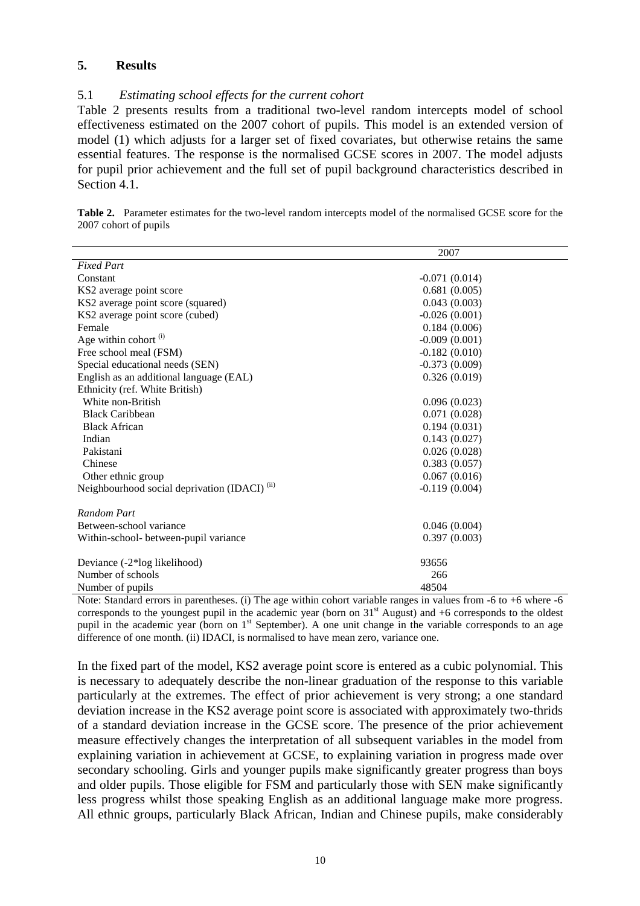## 5. Results

### 5.1 *Estimating school effects for the current cohort*

Table 2 presents results from a traditional two-level random intercepts model of school effectiveness estimated on the 2007 cohort of pupils. This model is an extended version of model (1) which adjusts for a larger set of fixed covariates, but otherwise retains the same essential features. The response is the normalised GCSE scores in 2007. The model adjusts for pupil prior achievement and the full set of pupil background characteristics described in Section 4.1.

**Table 2.** Parameter estimates for the two-level random intercepts model of the normalised GCSE score for the 2007 cohort of pupils

| | 2007 |
|---|---|
| *Fixed Part* | |
| Constant | -0.071 (0.014) |
| KS2 average point score | 0.681 (0.005) |
| KS2 average point score (squared) | 0.043 (0.003) |
| KS2 average point score (cubed) | -0.026 (0.001) |
| Female | 0.184 (0.006) |
| Age within cohort [(i)] | -0.009 (0.001) |
| Free school meal (FSM) | -0.182 (0.010) |
| Special educational needs (SEN) | -0.373 (0.009) |
| English as an additional language (EAL) | 0.326 (0.019) |
| Ethnicity (ref. White British) | |
| White non-British | 0.096 (0.023) |
| Black Caribbean | 0.071 (0.028) |
| Black African | 0.194 (0.031) |
| Indian | 0.143 (0.027) |
| Pakistani | 0.026 (0.028) |
| Chinese | 0.383 (0.057) |
| Other ethnic group | 0.067 (0.016) |
| Neighbourhood social deprivation (IDACI) [(ii)] | -0.119 (0.004) |
| | |
| *Random Part* | |
| Between-school variance | 0.046 (0.004) |
| Within-school- between-pupil variance | 0.397 (0.003) |
| | |
| Deviance (-2*log likelihood) | 93656 |
| Number of schools | 266 |
| Number of pupils | 48504 |

Note: Standard errors in parentheses. (i) The age within cohort variable ranges in values from -6 to +6 where -6 corresponds to the youngest pupil in the academic year (born on 31st August) and +6 corresponds to the oldest pupil in the academic year (born on 1st September). A one unit change in the variable corresponds to an age difference of one month. (ii) IDACI, is normalised to have mean zero, variance one.

In the fixed part of the model, KS2 average point score is entered as a cubic polynomial. This is necessary to adequately describe the non-linear graduation of the response to this variable particularly at the extremes. The effect of prior achievement is very strong; a one standard deviation increase in the KS2 average point score is associated with approximately two-thrids of a standard deviation increase in the GCSE score. The presence of the prior achievement measure effectively changes the interpretation of all subsequent variables in the model from explaining variation in achievement at GCSE, to explaining variation in progress made over secondary schooling. Girls and younger pupils make significantly greater progress than boys and older pupils. Those eligible for FSM and particularly those with SEN make significantly less progress whilst those speaking English as an additional language make more progress. All ethnic groups, particularly Black African, Indian and Chinese pupils, make considerably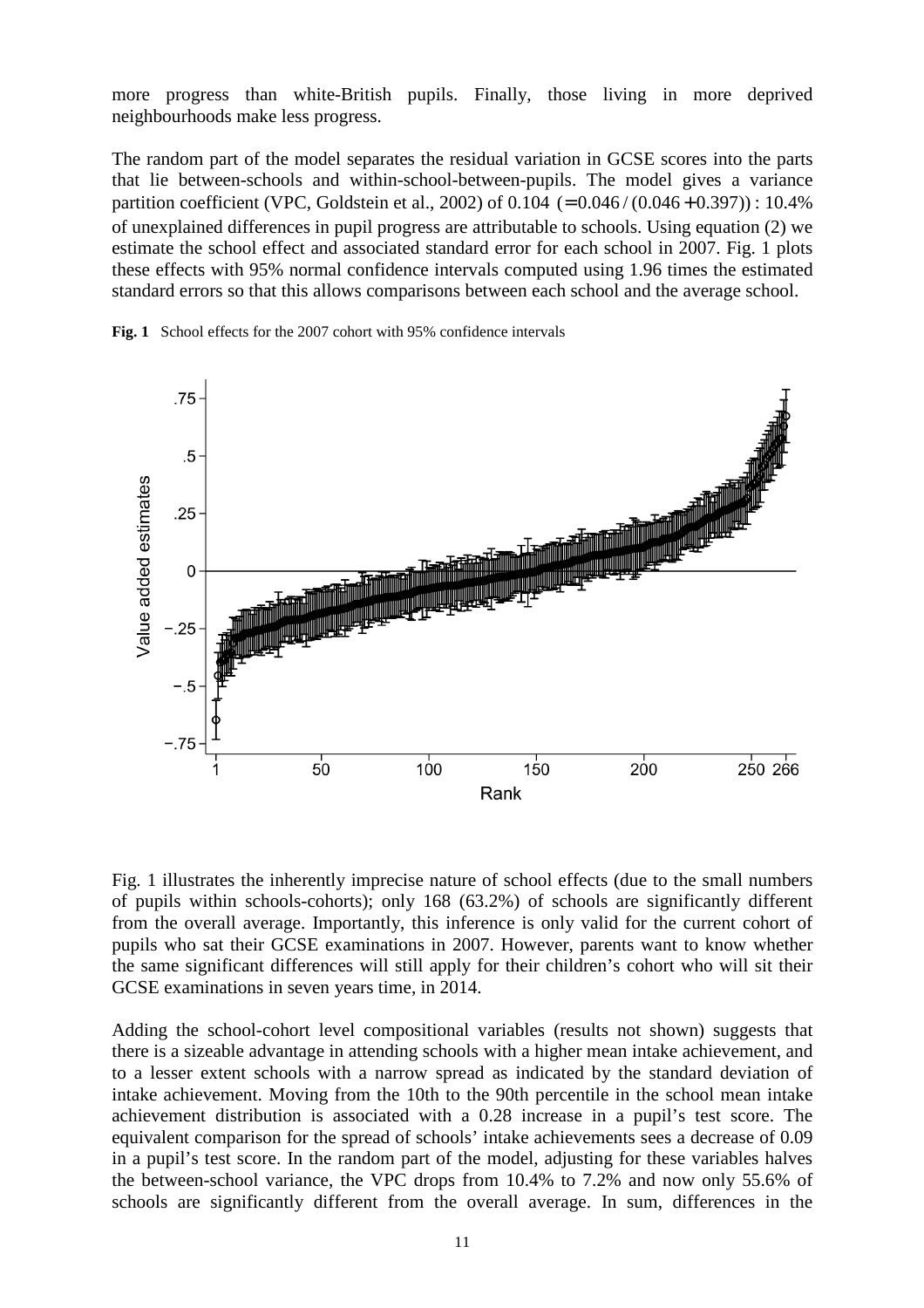more progress than white-British pupils. Finally, those living in more deprived neighbourhoods make less progress.

The random part of the model separates the residual variation in GCSE scores into the parts that lie between-schools and within-school-between-pupils. The model gives a variance partition coefficient (VPC, Goldstein et al., 2002) of 0.104 $(= 0.046/(0.046 + 0.397))$ : 10.4% of unexplained differences in pupil progress are attributable to schools. Using equation (2) we estimate the school effect and associated standard error for each school in 2007. Fig. 1 plots these effects with 95% normal confidence intervals computed using 1.96 times the estimated standard errors so that this allows comparisons between each school and the average school.

**Fig. 1** School effects for the 2007 cohort with 95% confidence intervals

Fig. 1 illustrates the inherently imprecise nature of school effects (due to the small numbers of pupils within schools-cohorts); only 168 (63.2%) of schools are significantly different from the overall average. Importantly, this inference is only valid for the current cohort of pupils who sat their GCSE examinations in 2007. However, parents want to know whether the same significant differences will still apply for their children's cohort who will sit their GCSE examinations in seven years time, in 2014.

Adding the school-cohort level compositional variables (results not shown) suggests that there is a sizeable advantage in attending schools with a higher mean intake achievement, and to a lesser extent schools with a narrow spread as indicated by the standard deviation of intake achievement. Moving from the 10th to the 90th percentile in the school mean intake achievement distribution is associated with a 0.28 increase in a pupil's test score. The equivalent comparison for the spread of schools' intake achievements sees a decrease of 0.09 in a pupil's test score. In the random part of the model, adjusting for these variables halves the between-school variance, the VPC drops from 10.4% to 7.2% and now only 55.6% of schools are significantly different from the overall average. In sum, differences in the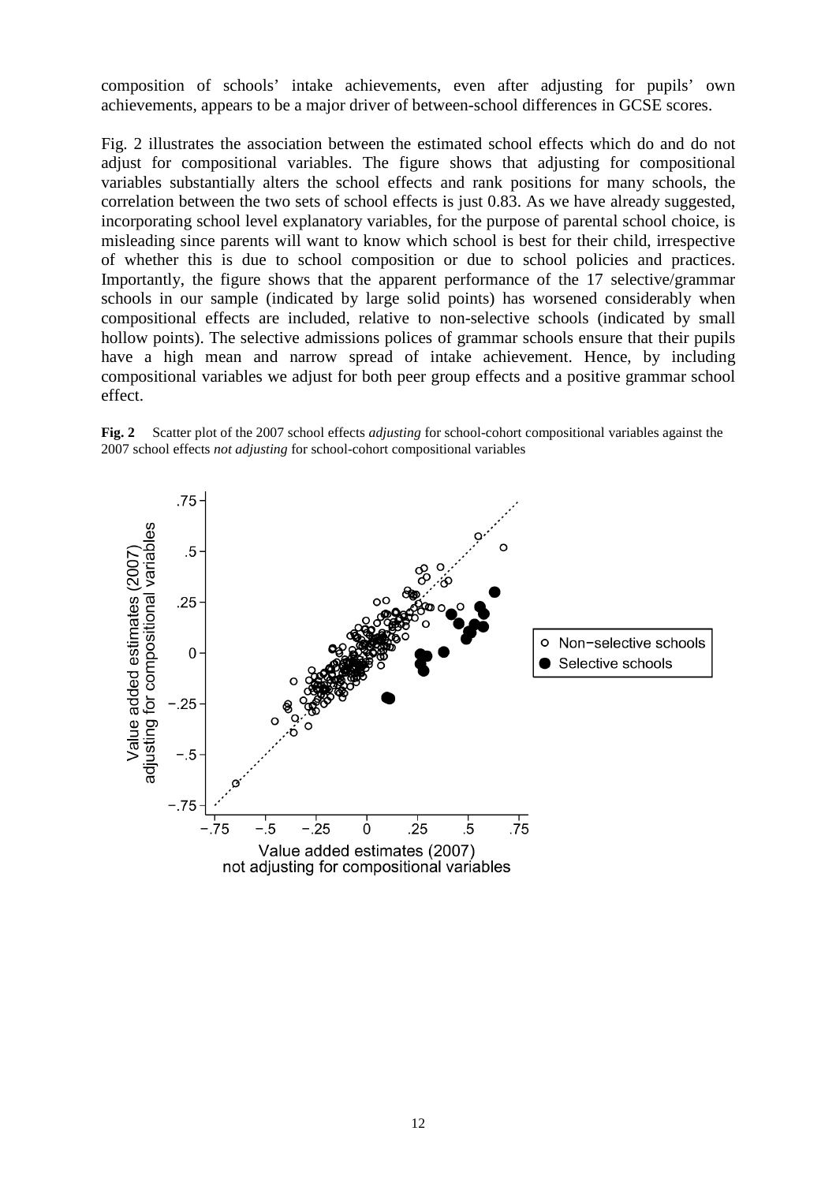composition of schools' intake achievements, even after adjusting for pupils' own achievements, appears to be a major driver of between-school differences in GCSE scores.

Fig. 2 illustrates the association between the estimated school effects which do and do not adjust for compositional variables. The figure shows that adjusting for compositional variables substantially alters the school effects and rank positions for many schools, the correlation between the two sets of school effects is just 0.83. As we have already suggested, incorporating school level explanatory variables, for the purpose of parental school choice, is misleading since parents will want to know which school is best for their child, irrespective of whether this is due to school composition or due to school policies and practices. Importantly, the figure shows that the apparent performance of the 17 selective/grammar schools in our sample (indicated by large solid points) has worsened considerably when compositional effects are included, relative to non-selective schools (indicated by small hollow points). The selective admissions polices of grammar schools ensure that their pupils have a high mean and narrow spread of intake achievement. Hence, by including compositional variables we adjust for both peer group effects and a positive grammar school effect.

**Fig. 2** Scatter plot of the 2007 school effects *adjusting* for school-cohort compositional variables against the 2007 school effects *not adjusting* for school-cohort compositional variables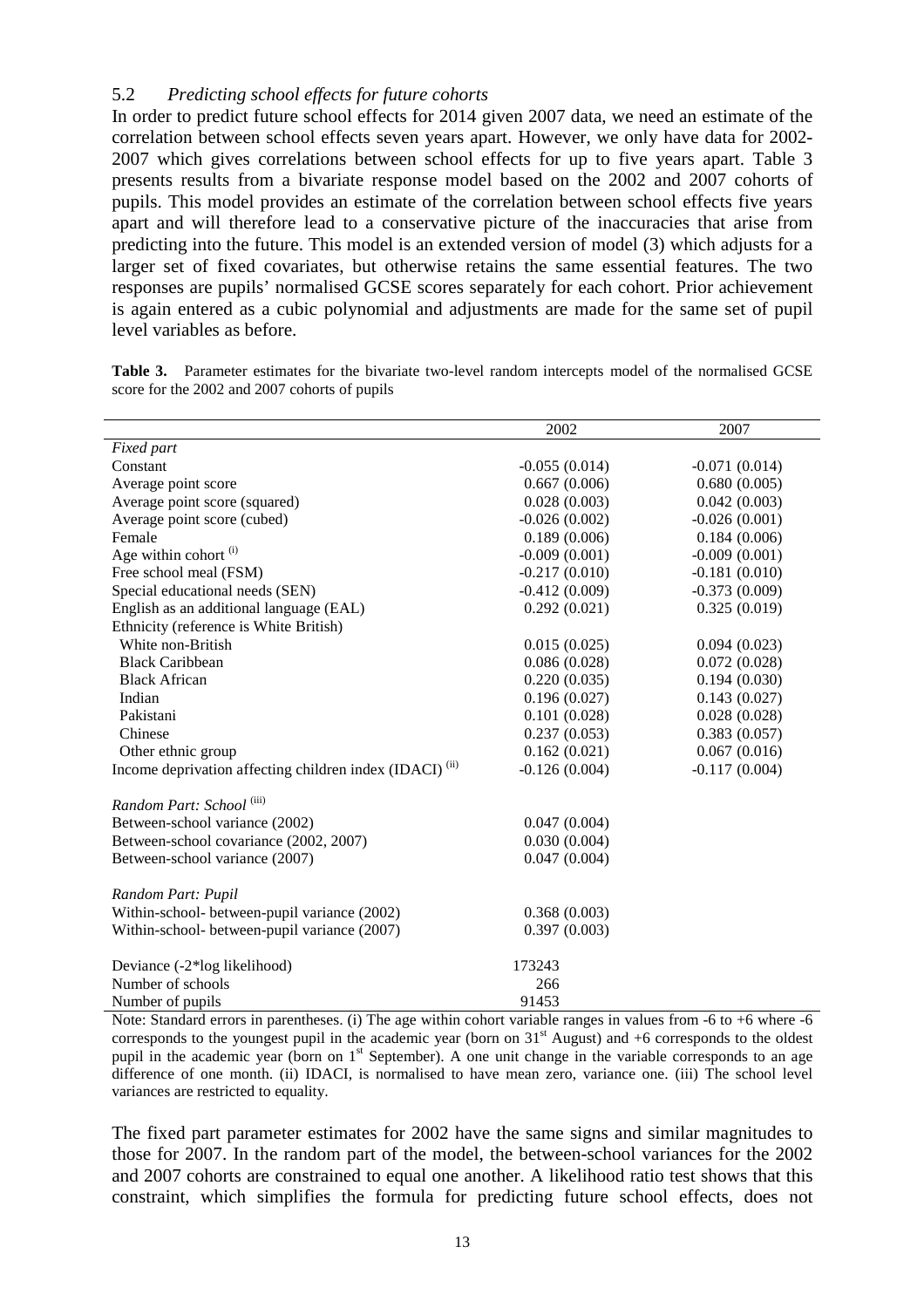### 5.2 *Predicting school effects for future cohorts*

In order to predict future school effects for 2014 given 2007 data, we need an estimate of the correlation between school effects seven years apart. However, we only have data for 2002-2007 which gives correlations between school effects for up to five years apart. Table 3 presents results from a bivariate response model based on the 2002 and 2007 cohorts of pupils. This model provides an estimate of the correlation between school effects five years apart and will therefore lead to a conservative picture of the inaccuracies that arise from predicting into the future. This model is an extended version of model (3) which adjusts for a larger set of fixed covariates, but otherwise retains the same essential features. The two responses are pupils' normalised GCSE scores separately for each cohort. Prior achievement is again entered as a cubic polynomial and adjustments are made for the same set of pupil level variables as before.

**Table 3.** Parameter estimates for the bivariate two-level random intercepts model of the normalised GCSE score for the 2002 and 2007 cohorts of pupils

| | 2002 | 2007 |
|---|---|---|
| *Fixed part* | | |
| Constant | -0.055 (0.014) | -0.071 (0.014) |
| Average point score | 0.667 (0.006) | 0.680 (0.005) |
| Average point score (squared) | 0.028 (0.003) | 0.042 (0.003) |
| Average point score (cubed) | -0.026 (0.002) | -0.026 (0.001) |
| Female | 0.189 (0.006) | 0.184 (0.006) |
| Age within cohort [(i)] | -0.009 (0.001) | -0.009 (0.001) |
| Free school meal (FSM) | -0.217 (0.010) | -0.181 (0.010) |
| Special educational needs (SEN) | -0.412 (0.009) | -0.373 (0.009) |
| English as an additional language (EAL) | 0.292 (0.021) | 0.325 (0.019) |
| Ethnicity (reference is White British) | | |
| White non-British | 0.015 (0.025) | 0.094 (0.023) |
| Black Caribbean | 0.086 (0.028) | 0.072 (0.028) |
| Black African | 0.220 (0.035) | 0.194 (0.030) |
| Indian | 0.196 (0.027) | 0.143 (0.027) |
| Pakistani | 0.101 (0.028) | 0.028 (0.028) |
| Chinese | 0.237 (0.053) | 0.383 (0.057) |
| Other ethnic group | 0.162 (0.021) | 0.067 (0.016) |
| Income deprivation affecting children index (IDACI) [(ii)] | -0.126 (0.004) | -0.117 (0.004) |
| | | |
| *Random Part: School* [(iii)] | | |
| Between-school variance (2002) | 0.047 (0.004) | |
| Between-school covariance (2002, 2007) | 0.030 (0.004) | |
| Between-school variance (2007) | 0.047 (0.004) | |
| | | |
| *Random Part: Pupil* | | |
| Within-school- between-pupil variance (2002) | 0.368 (0.003) | |
| Within-school- between-pupil variance (2007) | 0.397 (0.003) | |
| | | |
| Deviance (-2*log likelihood) | 173243 | |
| Number of schools | 266 | |
| Number of pupils | 91453 | |

Note: Standard errors in parentheses. (i) The age within cohort variable ranges in values from -6 to +6 where -6 corresponds to the youngest pupil in the academic year (born on 31st August) and +6 corresponds to the oldest pupil in the academic year (born on 1st September). A one unit change in the variable corresponds to an age difference of one month. (ii) IDACI, is normalised to have mean zero, variance one. (iii) The school level variances are restricted to equality.

The fixed part parameter estimates for 2002 have the same signs and similar magnitudes to those for 2007. In the random part of the model, the between-school variances for the 2002 and 2007 cohorts are constrained to equal one another. A likelihood ratio test shows that this constraint, which simplifies the formula for predicting future school effects, does not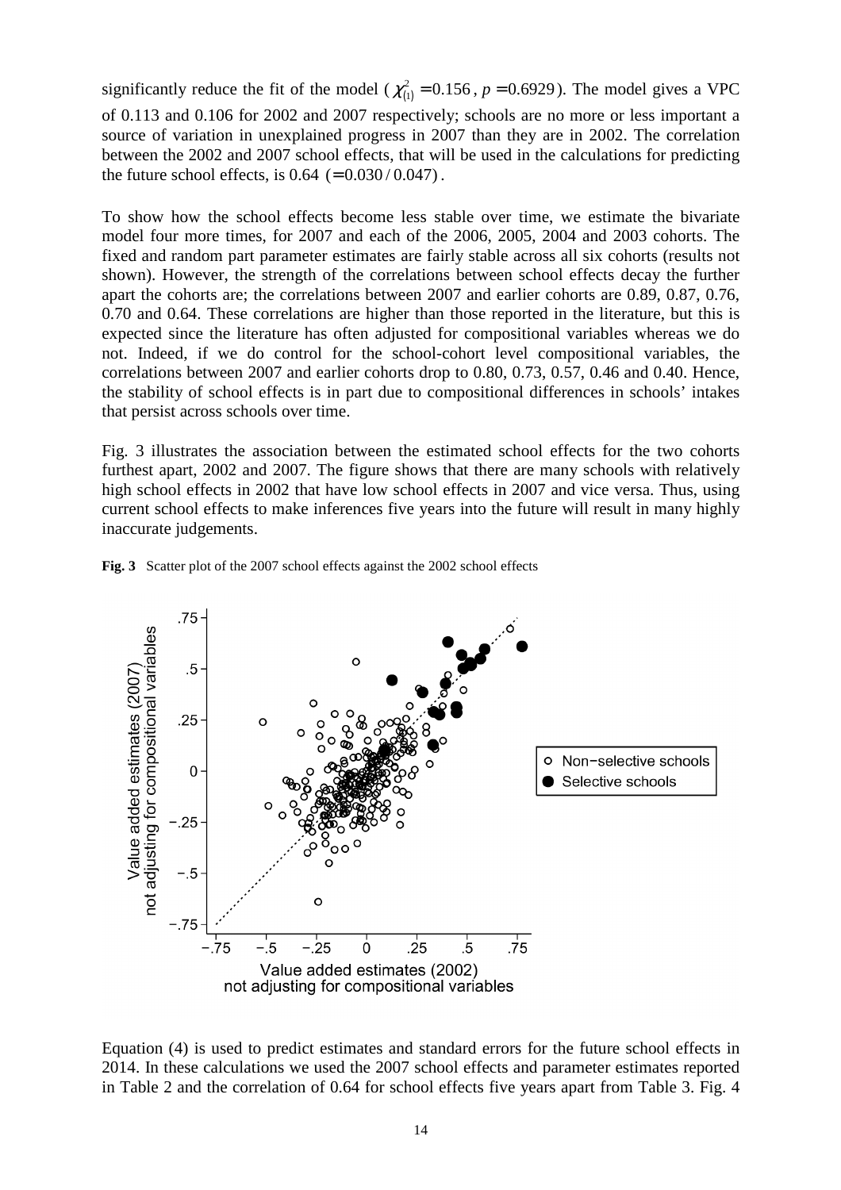significantly reduce the fit of the model ($\chi^2_{(1)} = 0.156$, $p = 0.6929$). The model gives a VPC of 0.113 and 0.106 for 2002 and 2007 respectively; schools are no more or less important a source of variation in unexplained progress in 2007 than they are in 2002. The correlation between the 2002 and 2007 school effects, that will be used in the calculations for predicting the future school effects, is 0.64 $(= 0.030 / 0.047)$.

To show how the school effects become less stable over time, we estimate the bivariate model four more times, for 2007 and each of the 2006, 2005, 2004 and 2003 cohorts. The fixed and random part parameter estimates are fairly stable across all six cohorts (results not shown). However, the strength of the correlations between school effects decay the further apart the cohorts are; the correlations between 2007 and earlier cohorts are 0.89, 0.87, 0.76, 0.70 and 0.64. These correlations are higher than those reported in the literature, but this is expected since the literature has often adjusted for compositional variables whereas we do not. Indeed, if we do control for the school-cohort level compositional variables, the correlations between 2007 and earlier cohorts drop to 0.80, 0.73, 0.57, 0.46 and 0.40. Hence, the stability of school effects is in part due to compositional differences in schools' intakes that persist across schools over time.

Fig. 3 illustrates the association between the estimated school effects for the two cohorts furthest apart, 2002 and 2007. The figure shows that there are many schools with relatively high school effects in 2002 that have low school effects in 2007 and vice versa. Thus, using current school effects to make inferences five years into the future will result in many highly inaccurate judgements.

**Fig. 3** Scatter plot of the 2007 school effects against the 2002 school effects

Equation (4) is used to predict estimates and standard errors for the future school effects in 2014. In these calculations we used the 2007 school effects and parameter estimates reported in Table 2 and the correlation of 0.64 for school effects five years apart from Table 3. Fig. 4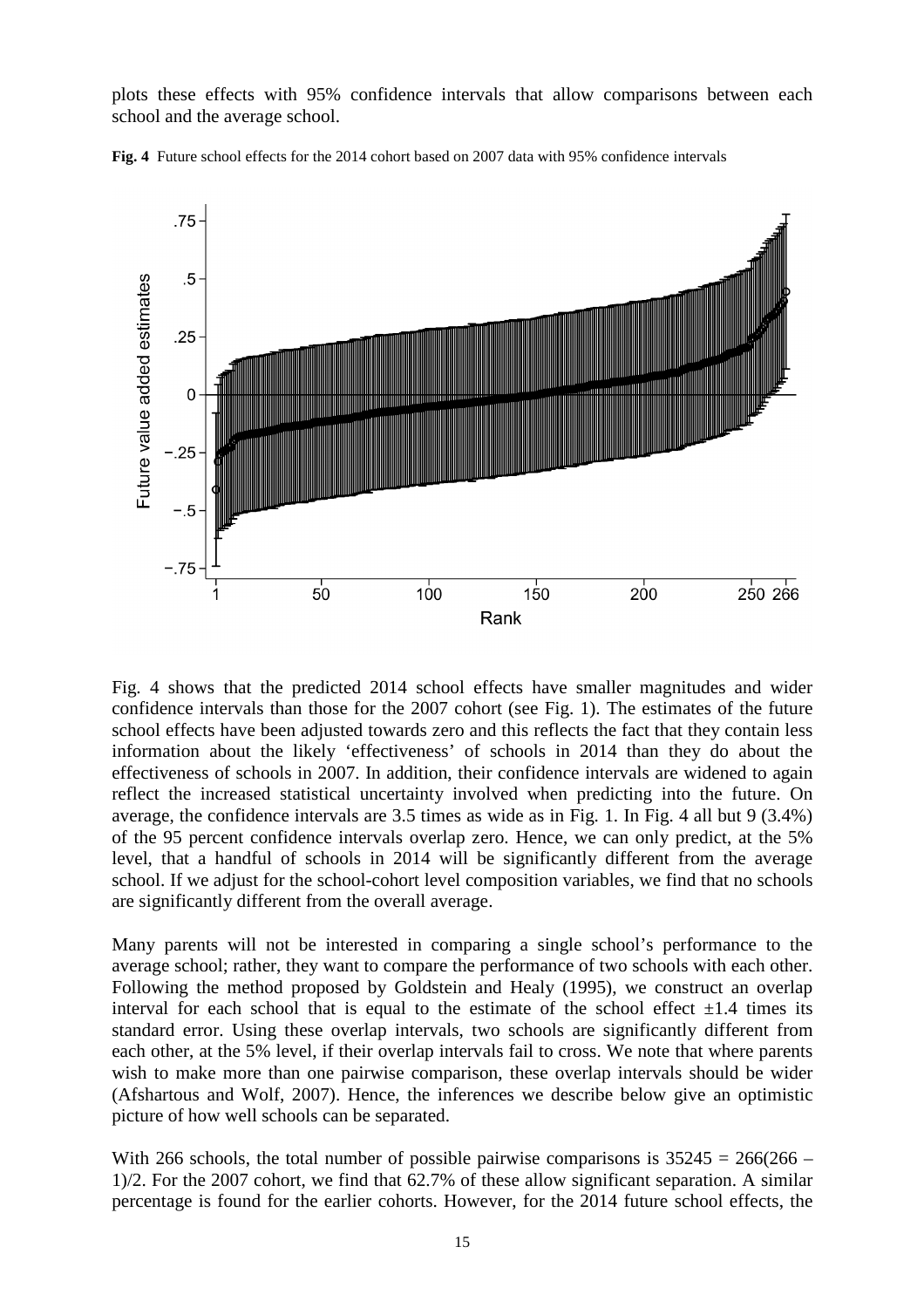plots these effects with 95% confidence intervals that allow comparisons between each school and the average school.

**Fig. 4** Future school effects for the 2014 cohort based on 2007 data with 95% confidence intervals

Fig. 4 shows that the predicted 2014 school effects have smaller magnitudes and wider confidence intervals than those for the 2007 cohort (see Fig. 1). The estimates of the future school effects have been adjusted towards zero and this reflects the fact that they contain less information about the likely 'effectiveness' of schools in 2014 than they do about the effectiveness of schools in 2007. In addition, their confidence intervals are widened to again reflect the increased statistical uncertainty involved when predicting into the future. On average, the confidence intervals are 3.5 times as wide as in Fig. 1. In Fig. 4 all but 9 (3.4%) of the 95 percent confidence intervals overlap zero. Hence, we can only predict, at the 5% level, that a handful of schools in 2014 will be significantly different from the average school. If we adjust for the school-cohort level composition variables, we find that no schools are significantly different from the overall average.

Many parents will not be interested in comparing a single school's performance to the average school; rather, they want to compare the performance of two schools with each other. Following the method proposed by Goldstein and Healy (1995), we construct an overlap interval for each school that is equal to the estimate of the school effect $\pm 1.4$ times its standard error. Using these overlap intervals, two schools are significantly different from each other, at the 5% level, if their overlap intervals fail to cross. We note that where parents wish to make more than one pairwise comparison, these overlap intervals should be wider (Afshartous and Wolf, 2007). Hence, the inferences we describe below give an optimistic picture of how well schools can be separated.

With 266 schools, the total number of possible pairwise comparisons is $35245 = 266(266 - 1)/2$. For the 2007 cohort, we find that 62.7% of these allow significant separation. A similar percentage is found for the earlier cohorts. However, for the 2014 future school effects, the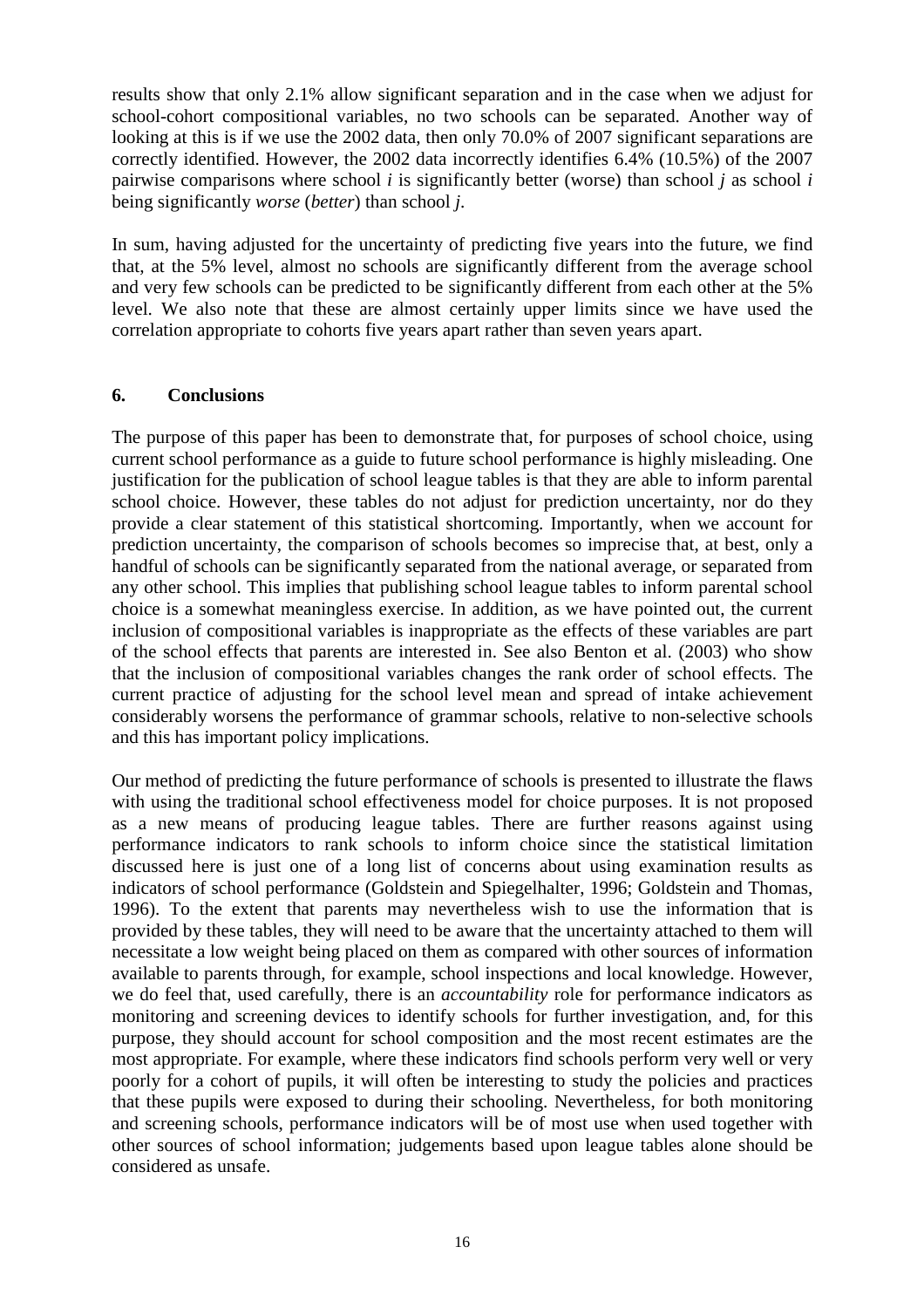results show that only 2.1% allow significant separation and in the case when we adjust for school-cohort compositional variables, no two schools can be separated. Another way of looking at this is if we use the 2002 data, then only 70.0% of 2007 significant separations are correctly identified. However, the 2002 data incorrectly identifies 6.4% (10.5%) of the 2007 pairwise comparisons where school *i* is significantly better (worse) than school *j* as school *i* being significantly *worse* (*better*) than school *j*.

In sum, having adjusted for the uncertainty of predicting five years into the future, we find that, at the 5% level, almost no schools are significantly different from the average school and very few schools can be predicted to be significantly different from each other at the 5% level. We also note that these are almost certainly upper limits since we have used the correlation appropriate to cohorts five years apart rather than seven years apart.

## 6. Conclusions

The purpose of this paper has been to demonstrate that, for purposes of school choice, using current school performance as a guide to future school performance is highly misleading. One justification for the publication of school league tables is that they are able to inform parental school choice. However, these tables do not adjust for prediction uncertainty, nor do they provide a clear statement of this statistical shortcoming. Importantly, when we account for prediction uncertainty, the comparison of schools becomes so imprecise that, at best, only a handful of schools can be significantly separated from the national average, or separated from any other school. This implies that publishing school league tables to inform parental school choice is a somewhat meaningless exercise. In addition, as we have pointed out, the current inclusion of compositional variables is inappropriate as the effects of these variables are part of the school effects that parents are interested in. See also Benton et al. (2003) who show that the inclusion of compositional variables changes the rank order of school effects. The current practice of adjusting for the school level mean and spread of intake achievement considerably worsens the performance of grammar schools, relative to non-selective schools and this has important policy implications.

Our method of predicting the future performance of schools is presented to illustrate the flaws with using the traditional school effectiveness model for choice purposes. It is not proposed as a new means of producing league tables. There are further reasons against using performance indicators to rank schools to inform choice since the statistical limitation discussed here is just one of a long list of concerns about using examination results as indicators of school performance (Goldstein and Spiegelhalter, 1996; Goldstein and Thomas, 1996). To the extent that parents may nevertheless wish to use the information that is provided by these tables, they will need to be aware that the uncertainty attached to them will necessitate a low weight being placed on them as compared with other sources of information available to parents through, for example, school inspections and local knowledge. However, we do feel that, used carefully, there is an *accountability* role for performance indicators as monitoring and screening devices to identify schools for further investigation, and, for this purpose, they should account for school composition and the most recent estimates are the most appropriate. For example, where these indicators find schools perform very well or very poorly for a cohort of pupils, it will often be interesting to study the policies and practices that these pupils were exposed to during their schooling. Nevertheless, for both monitoring and screening schools, performance indicators will be of most use when used together with other sources of school information; judgements based upon league tables alone should be considered as unsafe.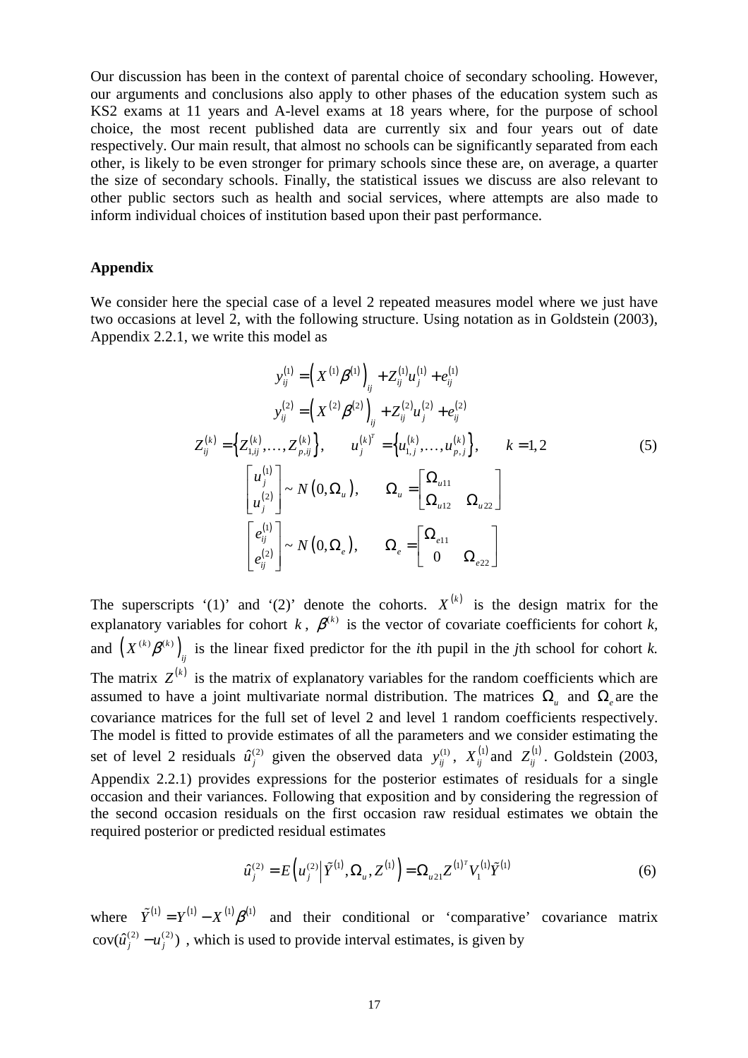Our discussion has been in the context of parental choice of secondary schooling. However, our arguments and conclusions also apply to other phases of the education system such as KS2 exams at 11 years and A-level exams at 18 years where, for the purpose of school choice, the most recent published data are currently six and four years out of date respectively. Our main result, that almost no schools can be significantly separated from each other, is likely to be even stronger for primary schools since these are, on average, a quarter the size of secondary schools. Finally, the statistical issues we discuss are also relevant to other public sectors such as health and social services, where attempts are also made to inform individual choices of institution based upon their past performance.

## Appendix

We consider here the special case of a level 2 repeated measures model where we just have two occasions at level 2, with the following structure. Using notation as in Goldstein (2003), Appendix 2.2.1, we write this model as

$$
\begin{gathered}
y_{ij}^{(1)} = \left(X^{(1)}\beta^{(1)}\right)_{ij} + Z_{ij}^{(1)}u_j^{(1)} + e_{ij}^{(1)} \\
y_{ij}^{(2)} = \left(X^{(2)}\beta^{(2)}\right)_{ij} + Z_{ij}^{(2)}u_j^{(2)} + e_{ij}^{(2)} \\
Z_{ij}^{(k)} = \left\{Z_{1,ij}^{(k)}, \ldots, Z_{p,ij}^{(k)}\right\}, \qquad u_j^{(k)^T} = \left\{u_{1,j}^{(k)}, \ldots, u_{p,j}^{(k)}\right\}, \qquad k = 1,2 \\
\begin{bmatrix} u_j^{(1)} \\ u_j^{(2)} \end{bmatrix} \sim N\left(0, \Omega_u\right), \qquad \Omega_u = \begin{bmatrix} \Omega_{u11} & \\ \Omega_{u12} & \Omega_{u22} \end{bmatrix} \\
\begin{bmatrix} e_{ij}^{(1)} \\ e_{ij}^{(2)} \end{bmatrix} \sim N\left(0, \Omega_e\right), \qquad \Omega_e = \begin{bmatrix} \Omega_{e11} & \\ 0 & \Omega_{e22} \end{bmatrix}
\end{gathered}
\tag{5}
$$

The superscripts '(1)' and '(2)' denote the cohorts. $X^{(k)}$ is the design matrix for the explanatory variables for cohort $k$, $\beta^{(k)}$ is the vector of covariate coefficients for cohort $k$, and $\left(X^{(k)}\beta^{(k)}\right)_{ij}$ is the linear fixed predictor for the $i$th pupil in the $j$th school for cohort $k$. The matrix $Z^{(k)}$ is the matrix of explanatory variables for the random coefficients which are assumed to have a joint multivariate normal distribution. The matrices $\Omega_u$ and $\Omega_e$ are the covariance matrices for the full set of level 2 and level 1 random coefficients respectively. The model is fitted to provide estimates of all the parameters and we consider estimating the set of level 2 residuals $\hat{u}_j^{(2)}$ given the observed data $y_{ij}^{(1)}$, $X_{ij}^{(1)}$ and $Z_{ij}^{(1)}$. Goldstein (2003, Appendix 2.2.1) provides expressions for the posterior estimates of residuals for a single occasion and their variances. Following that exposition and by considering the regression of the second occasion residuals on the first occasion raw residual estimates we obtain the required posterior or predicted residual estimates

$$
\hat{u}_j^{(2)} = E\left(u_j^{(2)} \middle| \tilde{Y}^{(1)}, \Omega_u, Z^{(1)}\right) = \Omega_{u21} Z^{(1)^T} V_1^{(1)} \tilde{Y}^{(1)} \tag{6}
$$

where $\tilde{Y}^{(1)} = Y^{(1)} - X^{(1)}\beta^{(1)}$ and their conditional or 'comparative' covariance matrix $\text{cov}(\hat{u}_j^{(2)} - u_j^{(2)})$, which is used to provide interval estimates, is given by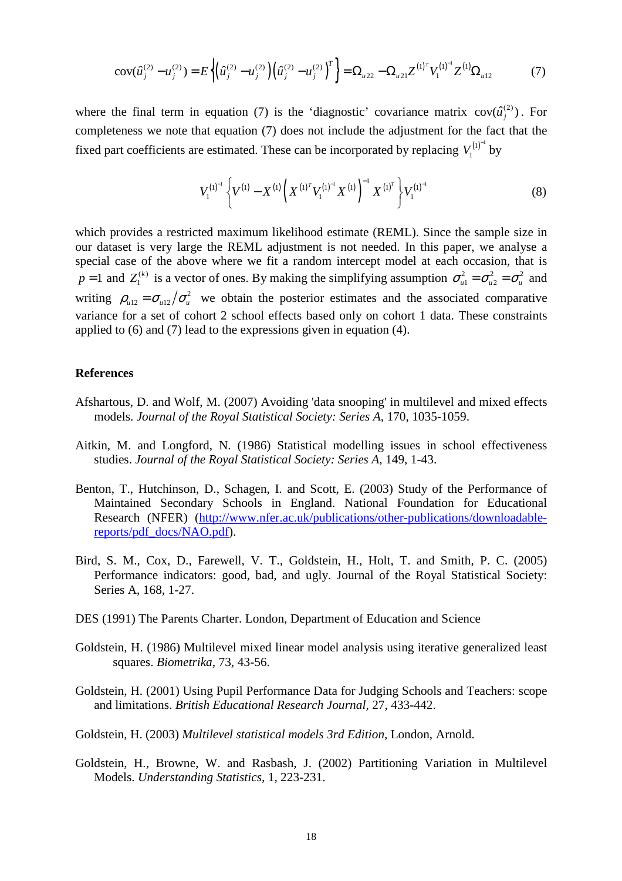$$\text{cov}(\hat{u}_j^{(2)} - u_j^{(2)}) = E\left\{\left(\hat{u}_j^{(2)} - u_j^{(2)}\right)\left(\hat{u}_j^{(2)} - u_j^{(2)}\right)^T\right\} = \Omega_{u22} - \Omega_{u21} Z^{(1)^T} V_1^{(1)^{-1}} Z^{(1)} \Omega_{u12} \qquad (7)$$

where the final term in equation (7) is the 'diagnostic' covariance matrix $\text{cov}(\hat{u}_j^{(2)})$. For completeness we note that equation (7) does not include the adjustment for the fact that the fixed part coefficients are estimated. These can be incorporated by replacing $V_1^{(1)^{-1}}$ by

$$V_1^{(1)^{-1}} \left\{ V^{(1)} - X^{(1)} \left( X^{(1)^T} V_1^{(1)^{-1}} X^{(1)} \right)^{-1} X^{(1)^T} \right\} V_1^{(1)^{-1}} \qquad (8)$$

which provides a restricted maximum likelihood estimate (REML). Since the sample size in our dataset is very large the REML adjustment is not needed. In this paper, we analyse a special case of the above where we fit a random intercept model at each occasion, that is $p = 1$ and $Z_1^{(k)}$ is a vector of ones. By making the simplifying assumption $\sigma_{u1}^2 = \sigma_{u2}^2 = \sigma_u^2$ and writing $\rho_{u12} = \sigma_{u12} / \sigma_u^2$ we obtain the posterior estimates and the associated comparative variance for a set of cohort 2 school effects based only on cohort 1 data. These constraints applied to (6) and (7) lead to the expressions given in equation (4).

## References

Afshartous, D. and Wolf, M. (2007) Avoiding 'data snooping' in multilevel and mixed effects models. *Journal of the Royal Statistical Society: Series A*, 170, 1035-1059.

Aitkin, M. and Longford, N. (1986) Statistical modelling issues in school effectiveness studies. *Journal of the Royal Statistical Society: Series A*, 149, 1-43.

Benton, T., Hutchinson, D., Schagen, I. and Scott, E. (2003) Study of the Performance of Maintained Secondary Schools in England. National Foundation for Educational Research (NFER) (http://www.nfer.ac.uk/publications/other-publications/downloadable-reports/pdf_docs/NAO.pdf).

Bird, S. M., Cox, D., Farewell, V. T., Goldstein, H., Holt, T. and Smith, P. C. (2005) Performance indicators: good, bad, and ugly. Journal of the Royal Statistical Society: Series A, 168, 1-27.

DES (1991) The Parents Charter. London, Department of Education and Science

Goldstein, H. (1986) Multilevel mixed linear model analysis using iterative generalized least squares. *Biometrika*, 73, 43-56.

Goldstein, H. (2001) Using Pupil Performance Data for Judging Schools and Teachers: scope and limitations. *British Educational Research Journal*, 27, 433-442.

Goldstein, H. (2003) *Multilevel statistical models 3rd Edition*, London, Arnold.

Goldstein, H., Browne, W. and Rasbash, J. (2002) Partitioning Variation in Multilevel Models. *Understanding Statistics*, 1, 223-231.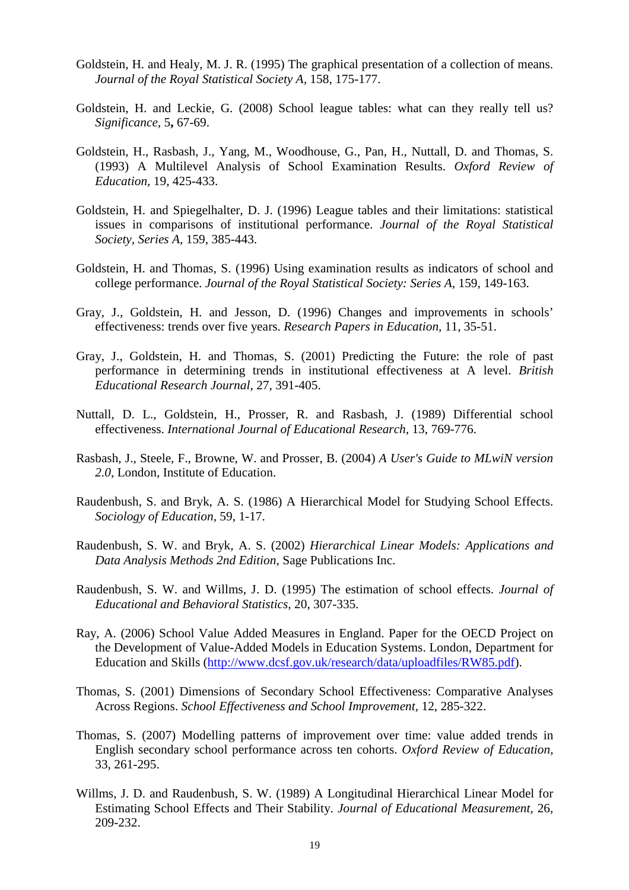Goldstein, H. and Healy, M. J. R. (1995) The graphical presentation of a collection of means. *Journal of the Royal Statistical Society A*, 158, 175-177.

Goldstein, H. and Leckie, G. (2008) School league tables: what can they really tell us? *Significance*, 5**,** 67-69.

Goldstein, H., Rasbash, J., Yang, M., Woodhouse, G., Pan, H., Nuttall, D. and Thomas, S. (1993) A Multilevel Analysis of School Examination Results. *Oxford Review of Education*, 19, 425-433.

Goldstein, H. and Spiegelhalter, D. J. (1996) League tables and their limitations: statistical issues in comparisons of institutional performance. *Journal of the Royal Statistical Society, Series A*, 159, 385-443.

Goldstein, H. and Thomas, S. (1996) Using examination results as indicators of school and college performance. *Journal of the Royal Statistical Society: Series A*, 159, 149-163.

Gray, J., Goldstein, H. and Jesson, D. (1996) Changes and improvements in schools' effectiveness: trends over five years. *Research Papers in Education*, 11, 35-51.

Gray, J., Goldstein, H. and Thomas, S. (2001) Predicting the Future: the role of past performance in determining trends in institutional effectiveness at A level. *British Educational Research Journal*, 27, 391-405.

Nuttall, D. L., Goldstein, H., Prosser, R. and Rasbash, J. (1989) Differential school effectiveness. *International Journal of Educational Research*, 13, 769-776.

Rasbash, J., Steele, F., Browne, W. and Prosser, B. (2004) *A User's Guide to MLwiN version 2.0,* London, Institute of Education.

Raudenbush, S. and Bryk, A. S. (1986) A Hierarchical Model for Studying School Effects. *Sociology of Education*, 59, 1-17.

Raudenbush, S. W. and Bryk, A. S. (2002) *Hierarchical Linear Models: Applications and Data Analysis Methods 2nd Edition,* Sage Publications Inc.

Raudenbush, S. W. and Willms, J. D. (1995) The estimation of school effects. *Journal of Educational and Behavioral Statistics*, 20, 307-335.

Ray, A. (2006) School Value Added Measures in England. Paper for the OECD Project on the Development of Value-Added Models in Education Systems. London, Department for Education and Skills (http://www.dcsf.gov.uk/research/data/uploadfiles/RW85.pdf).

Thomas, S. (2001) Dimensions of Secondary School Effectiveness: Comparative Analyses Across Regions. *School Effectiveness and School Improvement,* 12, 285-322.

Thomas, S. (2007) Modelling patterns of improvement over time: value added trends in English secondary school performance across ten cohorts. *Oxford Review of Education,* 33, 261-295.

Willms, J. D. and Raudenbush, S. W. (1989) A Longitudinal Hierarchical Linear Model for Estimating School Effects and Their Stability. *Journal of Educational Measurement,* 26, 209-232.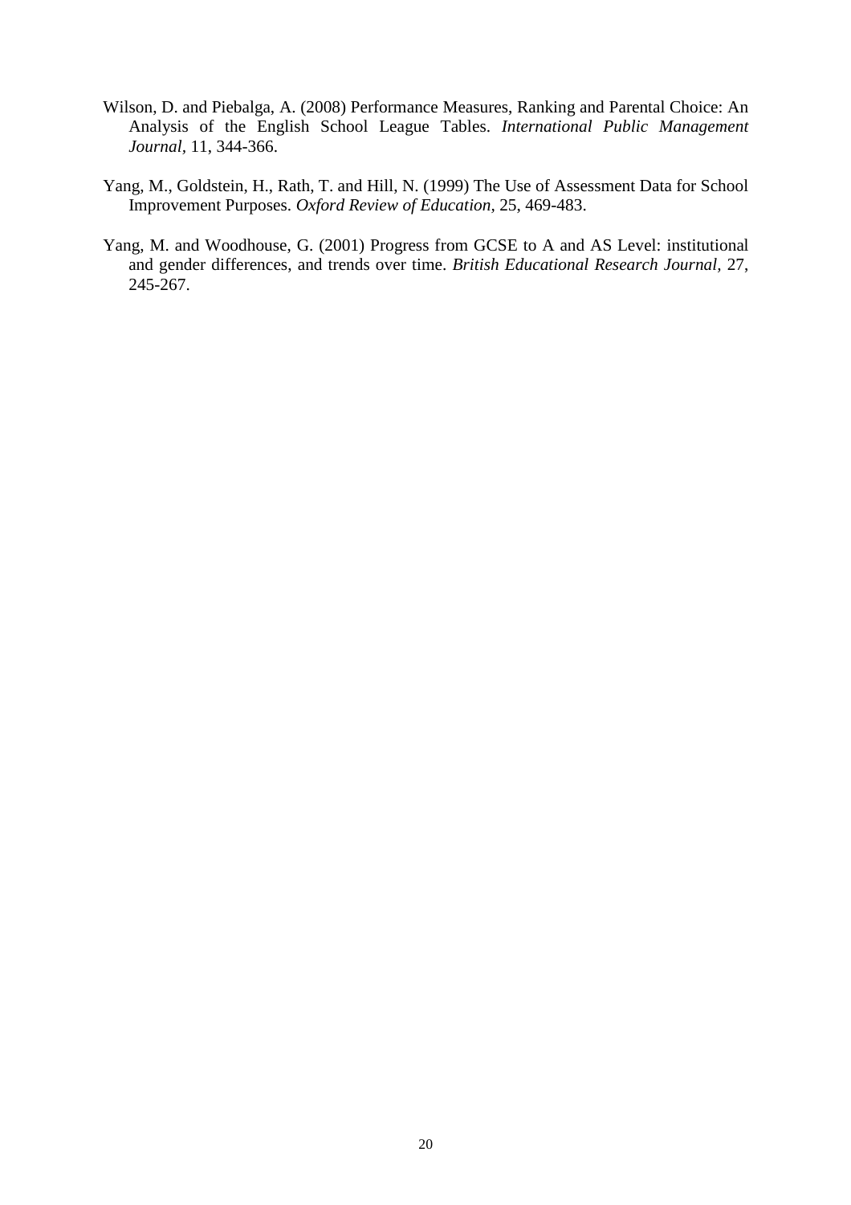Wilson, D. and Piebalga, A. (2008) Performance Measures, Ranking and Parental Choice: An Analysis of the English School League Tables. *International Public Management Journal*, 11, 344-366.

Yang, M., Goldstein, H., Rath, T. and Hill, N. (1999) The Use of Assessment Data for School Improvement Purposes. *Oxford Review of Education*, 25, 469-483.

Yang, M. and Woodhouse, G. (2001) Progress from GCSE to A and AS Level: institutional and gender differences, and trends over time. *British Educational Research Journal*, 27, 245-267.